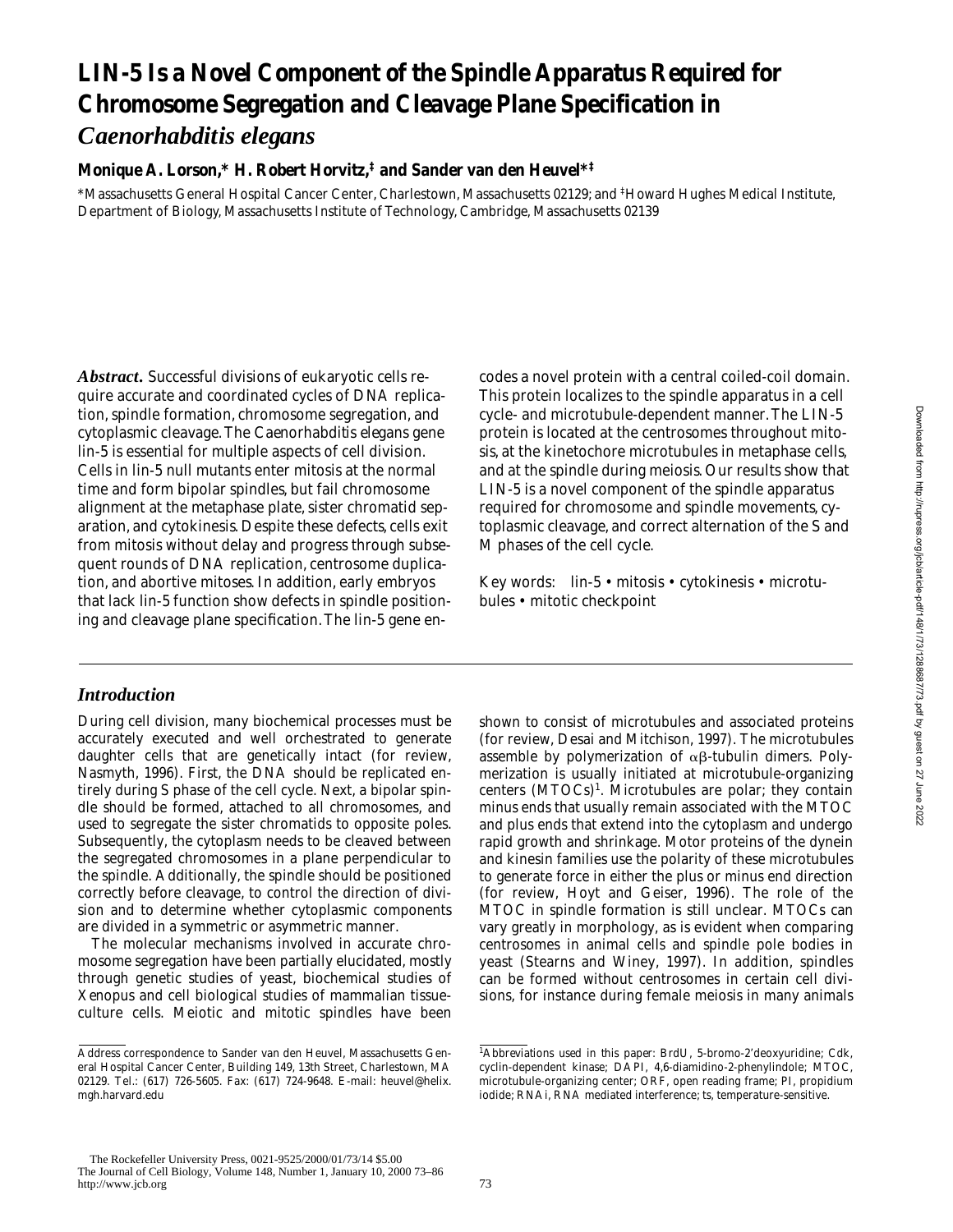# LIN-5 Is a Novel Component of the Spindle Apparatus Required for Chromosome Segregation and Cleavage Plane Specification in *Caenorhabditis elegans*

**Monique A. Lorson,\* H. Robert Horvitz,‡ and Sander van den Heuvel\*‡**

\*Massachusetts General Hospital Cancer Center, Charlestown, Massachusetts 02129; and ‡Howard Hughes Medical Institute, Department of Biology, Massachusetts Institute of Technology, Cambridge, Massachusetts 02139

***Abstract.*** Successful divisions of eukaryotic cells require accurate and coordinated cycles of DNA replication, spindle formation, chromosome segregation, and cytoplasmic cleavage. The Caenorhabditis elegans gene lin-5 is essential for multiple aspects of cell division. Cells in lin-5 null mutants enter mitosis at the normal time and form bipolar spindles, but fail chromosome alignment at the metaphase plate, sister chromatid separation, and cytokinesis. Despite these defects, cells exit from mitosis without delay and progress through subsequent rounds of DNA replication, centrosome duplication, and abortive mitoses. In addition, early embryos that lack lin-5 function show defects in spindle positioning and cleavage plane specification. The lin-5 gene encodes a novel protein with a central coiled-coil domain. This protein localizes to the spindle apparatus in a cell cycle- and microtubule-dependent manner. The LIN-5 protein is located at the centrosomes throughout mitosis, at the kinetochore microtubules in metaphase cells, and at the spindle during meiosis. Our results show that LIN-5 is a novel component of the spindle apparatus required for chromosome and spindle movements, cytoplasmic cleavage, and correct alternation of the S and M phases of the cell cycle.

Key words: lin-5 • mitosis • cytokinesis • microtubules • mitotic checkpoint

## *Introduction*

During cell division, many biochemical processes must be accurately executed and well orchestrated to generate daughter cells that are genetically intact (for review, Nasmyth, 1996). First, the DNA should be replicated entirely during S phase of the cell cycle. Next, a bipolar spindle should be formed, attached to all chromosomes, and used to segregate the sister chromatids to opposite poles. Subsequently, the cytoplasm needs to be cleaved between the segregated chromosomes in a plane perpendicular to the spindle. Additionally, the spindle should be positioned correctly before cleavage, to control the direction of division and to determine whether cytoplasmic components are divided in a symmetric or asymmetric manner.

The molecular mechanisms involved in accurate chromosome segregation have been partially elucidated, mostly through genetic studies of yeast, biochemical studies of Xenopus and cell biological studies of mammalian tissue-culture cells. Meiotic and mitotic spindles have been shown to consist of microtubules and associated proteins (for review, Desai and Mitchison, 1997). The microtubules assemble by polymerization of $\alpha\beta$-tubulin dimers. Polymerization is usually initiated at microtubule-organizing centers (MTOCs)[1]. Microtubules are polar; they contain minus ends that usually remain associated with the MTOC and plus ends that extend into the cytoplasm and undergo rapid growth and shrinkage. Motor proteins of the dynein and kinesin families use the polarity of these microtubules to generate force in either the plus or minus end direction (for review, Hoyt and Geiser, 1996). The role of the MTOC in spindle formation is still unclear. MTOCs can vary greatly in morphology, as is evident when comparing centrosomes in animal cells and spindle pole bodies in yeast (Stearns and Winey, 1997). In addition, spindles can be formed without centrosomes in certain cell divisions, for instance during female meiosis in many animals

Address correspondence to Sander van den Heuvel, Massachusetts General Hospital Cancer Center, Building 149, 13th Street, Charlestown, MA 02129. Tel.: (617) 726-5605. Fax: (617) 724-9648. E-mail: heuvel@helix.mgh.harvard.edu

[1]Abbreviations used in this paper: BrdU, 5-bromo-2'deoxyuridine; Cdk, cyclin-dependent kinase; DAPI, 4,6-diamidino-2-phenylindole; MTOC, microtubule-organizing center; ORF, open reading frame; PI, propidium iodide; RNAi, RNA mediated interference; ts, temperature-sensitive.

The Rockefeller University Press, 0021-9525/2000/01/73/14 $5.00
The Journal of Cell Biology, Volume 148, Number 1, January 10, 2000 73–86
http://www.jcb.org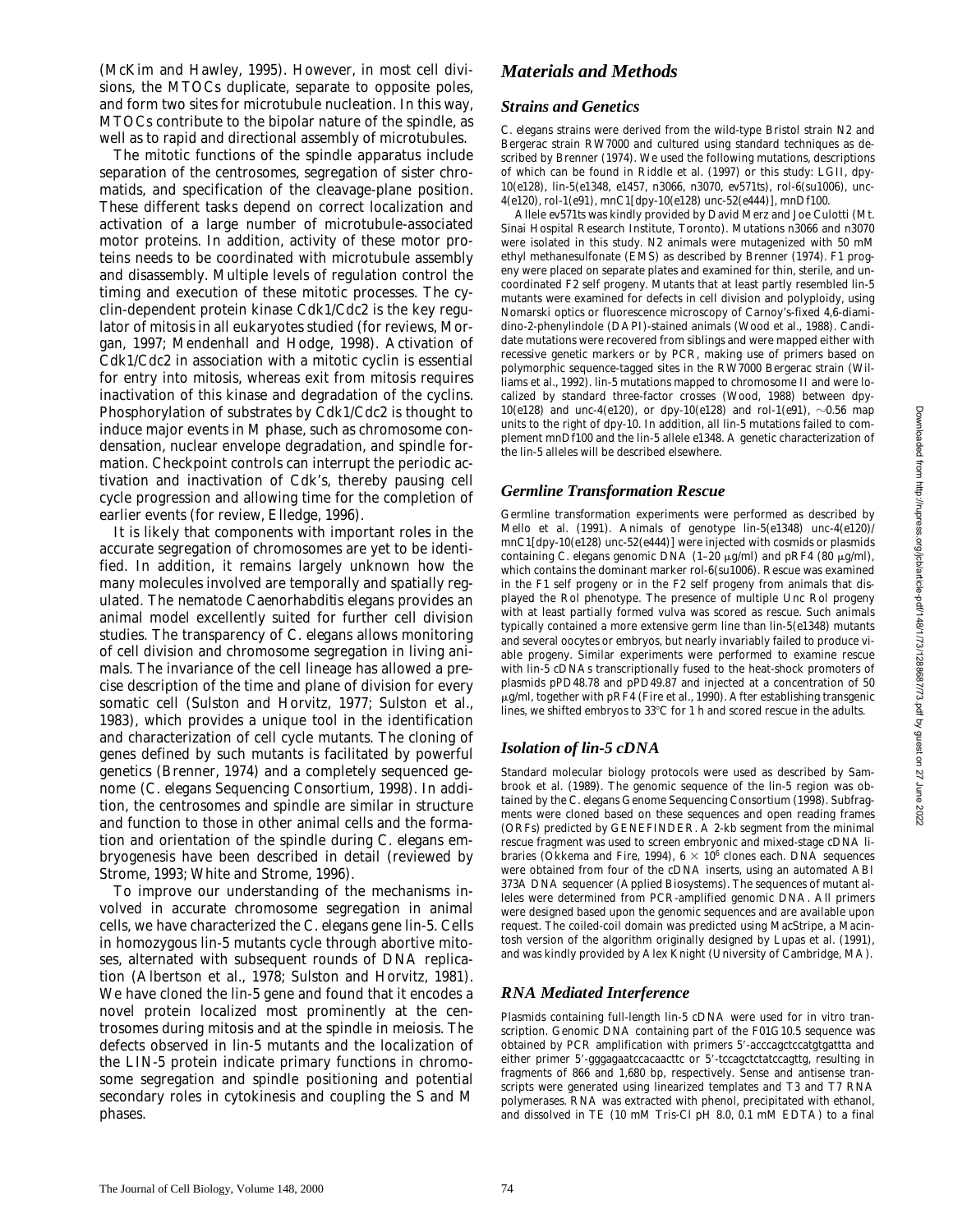(McKim and Hawley, 1995). However, in most cell divisions, the MTOCs duplicate, separate to opposite poles, and form two sites for microtubule nucleation. In this way, MTOCs contribute to the bipolar nature of the spindle, as well as to rapid and directional assembly of microtubules.

The mitotic functions of the spindle apparatus include separation of the centrosomes, segregation of sister chromatids, and specification of the cleavage-plane position. These different tasks depend on correct localization and activation of a large number of microtubule-associated motor proteins. In addition, activity of these motor proteins needs to be coordinated with microtubule assembly and disassembly. Multiple levels of regulation control the timing and execution of these mitotic processes. The cyclin-dependent protein kinase Cdk1/Cdc2 is the key regulator of mitosis in all eukaryotes studied (for reviews, Morgan, 1997; Mendenhall and Hodge, 1998). Activation of Cdk1/Cdc2 in association with a mitotic cyclin is essential for entry into mitosis, whereas exit from mitosis requires inactivation of this kinase and degradation of the cyclins. Phosphorylation of substrates by Cdk1/Cdc2 is thought to induce major events in M phase, such as chromosome condensation, nuclear envelope degradation, and spindle formation. Checkpoint controls can interrupt the periodic activation and inactivation of Cdk's, thereby pausing cell cycle progression and allowing time for the completion of earlier events (for review, Elledge, 1996).

It is likely that components with important roles in the accurate segregation of chromosomes are yet to be identified. In addition, it remains largely unknown how the many molecules involved are temporally and spatially regulated. The nematode *Caenorhabditis elegans* provides an animal model excellently suited for further cell division studies. The transparency of *C. elegans* allows monitoring of cell division and chromosome segregation in living animals. The invariance of the cell lineage has allowed a precise description of the time and plane of division for every somatic cell (Sulston and Horvitz, 1977; Sulston et al., 1983), which provides a unique tool in the identification and characterization of cell cycle mutants. The cloning of genes defined by such mutants is facilitated by powerful genetics (Brenner, 1974) and a completely sequenced genome (*C. elegans* Sequencing Consortium, 1998). In addition, the centrosomes and spindle are similar in structure and function to those in other animal cells and the formation and orientation of the spindle during *C. elegans* embryogenesis have been described in detail (reviewed by Strome, 1993; White and Strome, 1996).

To improve our understanding of the mechanisms involved in accurate chromosome segregation in animal cells, we have characterized the *C. elegans* gene *lin-5*. Cells in homozygous *lin-5* mutants cycle through abortive mitoses, alternated with subsequent rounds of DNA replication (Albertson et al., 1978; Sulston and Horvitz, 1981). We have cloned the *lin-5* gene and found that it encodes a novel protein localized most prominently at the centrosomes during mitosis and at the spindle in meiosis. The defects observed in *lin-5* mutants and the localization of the LIN-5 protein indicate primary functions in chromosome segregation and spindle positioning and potential secondary roles in cytokinesis and coupling the S and M phases.

## Materials and Methods

### Strains and Genetics

*C. elegans* strains were derived from the wild-type Bristol strain N2 and Bergerac strain RW7000 and cultured using standard techniques as described by Brenner (1974). We used the following mutations, descriptions of which can be found in Riddle et al. (1997) or this study: LGII, *dpy-10(e128)*, *lin-5(e1348, e1457, n3066, n3070, ev571ts)*, *rol-6(su1006)*, *unc-4(e120)*, *rol-1(e91)*, *mnC1[dpy-10(e128) unc-52(e444)]*, *mnDf100*.

Allele *ev571ts* was kindly provided by David Merz and Joe Culotti (Mt. Sinai Hospital Research Institute, Toronto). Mutations *n3066* and *n3070* were isolated in this study. N2 animals were mutagenized with 50 mM ethyl methanesulfonate (EMS) as described by Brenner (1974). F1 progeny were placed on separate plates and examined for thin, sterile, and uncoordinated F2 self progeny. Mutants that at least partly resembled *lin-5* mutants were examined for defects in cell division and polyploidy, using Nomarski optics or fluorescence microscopy of Carnoy's-fixed 4,6-diamidino-2-phenylindole (DAPI)-stained animals (Wood et al., 1988). Candidate mutations were recovered from siblings and were mapped either with recessive genetic markers or by PCR, making use of primers based on polymorphic sequence-tagged sites in the RW7000 Bergerac strain (Williams et al., 1992). *lin-5* mutations mapped to chromosome II and were localized by standard three-factor crosses (Wood, 1988) between *dpy-10(e128)* and *unc-4(e120)*, or *dpy-10(e128)* and *rol-1(e91)*, ~0.56 map units to the right of *dpy-10*. In addition, all *lin-5* mutations failed to complement *mnDf100* and the *lin-5* allele *e1348*. A genetic characterization of the *lin-5* alleles will be described elsewhere.

### Germline Transformation Rescue

Germline transformation experiments were performed as described by Mello et al. (1991). Animals of genotype *lin-5(e1348) unc-4(e120)/mnC1[dpy-10(e128) unc-52(e444)]* were injected with cosmids or plasmids containing *C. elegans* genomic DNA (1–20 μg/ml) and pRF4 (80 μg/ml), which contains the dominant marker *rol-6(su1006)*. Rescue was examined in the F1 self progeny or in the F2 self progeny from animals that displayed the Rol phenotype. The presence of multiple Unc Rol progeny with at least partially formed vulva was scored as rescue. Such animals typically contained a more extensive germ line than *lin-5(e1348)* mutants and several oocytes or embryos, but nearly invariably failed to produce viable progeny. Similar experiments were performed to examine rescue with *lin-5* cDNAs transcriptionally fused to the heat-shock promoters of plasmids pPD48.78 and pPD49.87 and injected at a concentration of 50 μg/ml, together with pRF4 (Fire et al., 1990). After establishing transgenic lines, we shifted embryos to 33°C for 1 h and scored rescue in the adults.

### Isolation of lin-5 cDNA

Standard molecular biology protocols were used as described by Sambrook et al. (1989). The genomic sequence of the *lin-5* region was obtained by the *C. elegans* Genome Sequencing Consortium (1998). Subfragments were cloned based on these sequences and open reading frames (ORFs) predicted by GENEFINDER. A 2-kb segment from the minimal rescue fragment was used to screen embryonic and mixed-stage cDNA libraries (Okkema and Fire, 1994), $6 \times 10^6$ clones each. DNA sequences were obtained from four of the cDNA inserts, using an automated ABI 373A DNA sequencer (Applied Biosystems). The sequences of mutant alleles were determined from PCR-amplified genomic DNA. All primers were designed based upon the genomic sequences and are available upon request. The coiled-coil domain was predicted using MacStripe, a Macintosh version of the algorithm originally designed by Lupas et al. (1991), and was kindly provided by Alex Knight (University of Cambridge, MA).

### RNA Mediated Interference

Plasmids containing full-length *lin-5* cDNA were used for in vitro transcription. Genomic DNA containing part of the F01G10.5 sequence was obtained by PCR amplification with primers 5′-acccagctccatgtgattta and either primer 5′-gggagaatccacaacttc or 5′-tccagctctatccagttg, resulting in fragments of 866 and 1,680 bp, respectively. Sense and antisense transcripts were generated using linearized templates and T3 and T7 RNA polymerases. RNA was extracted with phenol, precipitated with ethanol, and dissolved in TE (10 mM Tris-Cl pH 8.0, 0.1 mM EDTA) to a final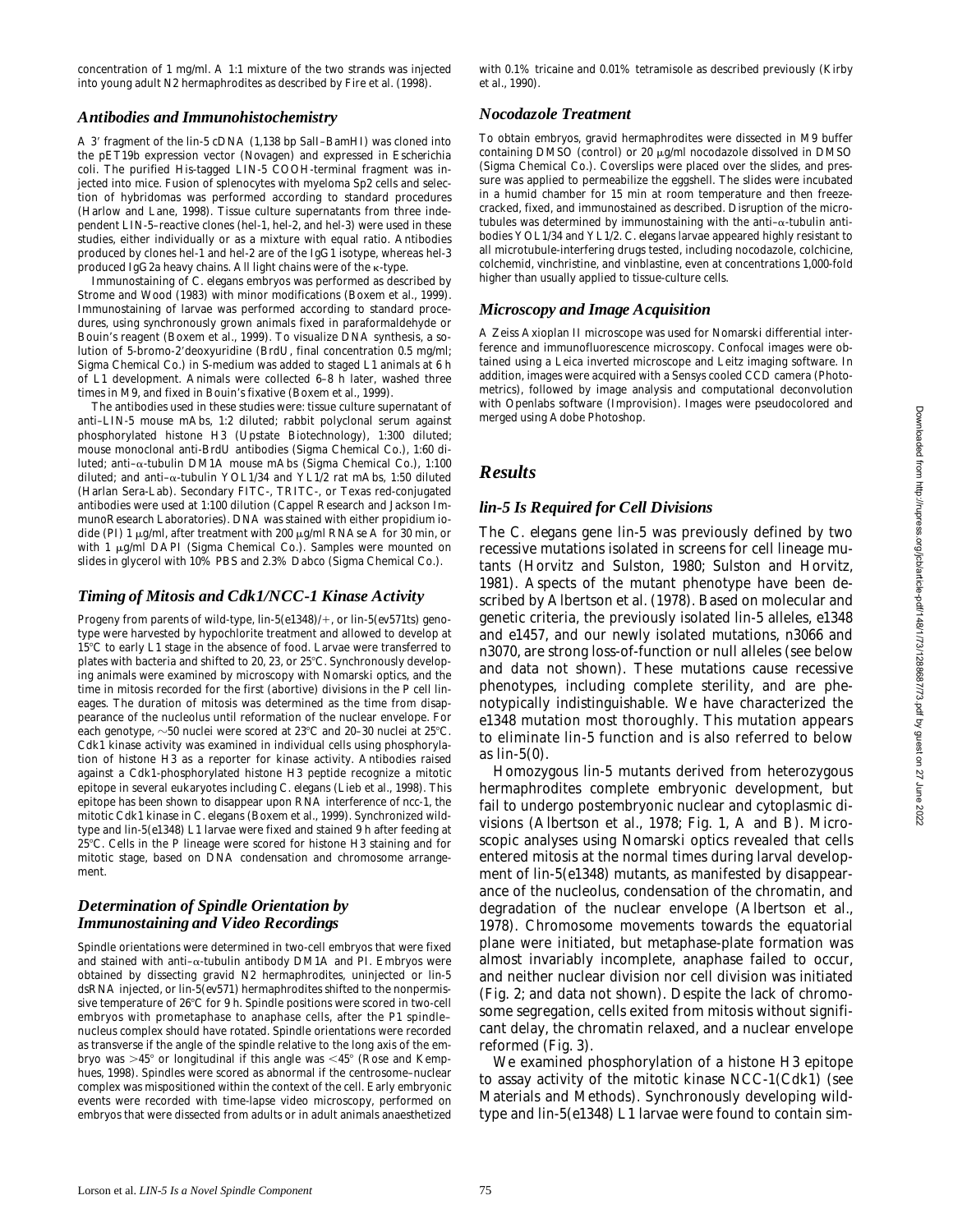concentration of 1 mg/ml. A 1:1 mixture of the two strands was injected into young adult N2 hermaphrodites as described by Fire et al. (1998).

### *Antibodies and Immunohistochemistry*

A 3′ fragment of the lin-5 cDNA (1,138 bp SalI–BamHI) was cloned into the pET19b expression vector (Novagen) and expressed in Escherichia coli. The purified His-tagged LIN-5 COOH-terminal fragment was injected into mice. Fusion of splenocytes with myeloma Sp2 cells and selection of hybridomas was performed according to standard procedures (Harlow and Lane, 1998). Tissue culture supernatants from three independent LIN-5–reactive clones (hel-1, hel-2, and hel-3) were used in these studies, either individually or as a mixture with equal ratio. Antibodies produced by clones hel-1 and hel-2 are of the IgG1 isotype, whereas hel-3 produced IgG2a heavy chains. All light chains were of the κ-type.

Immunostaining of C. elegans embryos was performed as described by Strome and Wood (1983) with minor modifications (Boxem et al., 1999). Immunostaining of larvae was performed according to standard procedures, using synchronously grown animals fixed in paraformaldehyde or Bouin's reagent (Boxem et al., 1999). To visualize DNA synthesis, a solution of 5-bromo-2′deoxyuridine (BrdU, final concentration 0.5 mg/ml; Sigma Chemical Co.) in S-medium was added to staged L1 animals at 6 h of L1 development. Animals were collected 6–8 h later, washed three times in M9, and fixed in Bouin's fixative (Boxem et al., 1999).

The antibodies used in these studies were: tissue culture supernatant of anti–LIN-5 mouse mAbs, 1:2 diluted; rabbit polyclonal serum against phosphorylated histone H3 (Upstate Biotechnology), 1:300 diluted; mouse monoclonal anti-BrdU antibodies (Sigma Chemical Co.), 1:60 diluted; anti–α-tubulin DM1A mouse mAbs (Sigma Chemical Co.), 1:100 diluted; and anti–α-tubulin YOL1/34 and YL1/2 rat mAbs, 1:50 diluted (Harlan Sera-Lab). Secondary FITC-, TRITC-, or Texas red-conjugated antibodies were used at 1:100 dilution (Cappel Research and Jackson ImmunoResearch Laboratories). DNA was stained with either propidium iodide (PI) 1 μg/ml, after treatment with 200 μg/ml RNAse A for 30 min, or with 1 μg/ml DAPI (Sigma Chemical Co.). Samples were mounted on slides in glycerol with 10% PBS and 2.3% Dabco (Sigma Chemical Co.).

### *Timing of Mitosis and Cdk1/NCC-1 Kinase Activity*

Progeny from parents of wild-type, lin-5(e1348)/+, or lin-5(ev571ts) genotype were harvested by hypochlorite treatment and allowed to develop at 15°C to early L1 stage in the absence of food. Larvae were transferred to plates with bacteria and shifted to 20, 23, or 25°C. Synchronously developing animals were examined by microscopy with Nomarski optics, and the time in mitosis recorded for the first (abortive) divisions in the P cell lineages. The duration of mitosis was determined as the time from disappearance of the nucleolus until reformation of the nuclear envelope. For each genotype, ~50 nuclei were scored at 23°C and 20–30 nuclei at 25°C. Cdk1 kinase activity was examined in individual cells using phosphorylation of histone H3 as a reporter for kinase activity. Antibodies raised against a Cdk1-phosphorylated histone H3 peptide recognize a mitotic epitope in several eukaryotes including C. elegans (Lieb et al., 1998). This epitope has been shown to disappear upon RNA interference of ncc-1, the mitotic Cdk1 kinase in C. elegans (Boxem et al., 1999). Synchronized wild-type and lin-5(e1348) L1 larvae were fixed and stained 9 h after feeding at 25°C. Cells in the P lineage were scored for histone H3 staining and for mitotic stage, based on DNA condensation and chromosome arrangement.

### *Determination of Spindle Orientation by Immunostaining and Video Recordings*

Spindle orientations were determined in two-cell embryos that were fixed and stained with anti–α-tubulin antibody DM1A and PI. Embryos were obtained by dissecting gravid N2 hermaphrodites, uninjected or lin-5 dsRNA injected, or lin-5(ev571) hermaphrodites shifted to the nonpermissive temperature of 26°C for 9 h. Spindle positions were scored in two-cell embryos with prometaphase to anaphase cells, after the P1 spindle–nucleus complex should have rotated. Spindle orientations were recorded as transverse if the angle of the spindle relative to the long axis of the embryo was >45° or longitudinal if this angle was <45° (Rose and Kemphues, 1998). Spindles were scored as abnormal if the centrosome–nuclear complex was mispositioned within the context of the cell. Early embryonic events were recorded with time-lapse video microscopy, performed on embryos that were dissected from adults or in adult animals anaesthetized with 0.1% tricaine and 0.01% tetramisole as described previously (Kirby et al., 1990).

### *Nocodazole Treatment*

To obtain embryos, gravid hermaphrodites were dissected in M9 buffer containing DMSO (control) or 20 μg/ml nocodazole dissolved in DMSO (Sigma Chemical Co.). Coverslips were placed over the slides, and pressure was applied to permeabilize the eggshell. The slides were incubated in a humid chamber for 15 min at room temperature and then freeze-cracked, fixed, and immunostained as described. Disruption of the microtubules was determined by immunostaining with the anti–α-tubulin antibodies YOL1/34 and YL1/2. C. elegans larvae appeared highly resistant to all microtubule-interfering drugs tested, including nocodazole, colchicine, colchemid, vinchristine, and vinblastine, even at concentrations 1,000-fold higher than usually applied to tissue-culture cells.

### *Microscopy and Image Acquisition*

A Zeiss Axioplan II microscope was used for Nomarski differential interference and immunofluorescence microscopy. Confocal images were obtained using a Leica inverted microscope and Leitz imaging software. In addition, images were acquired with a Sensys cooled CCD camera (Photometrics), followed by image analysis and computational deconvolution with Openlabs software (Improvision). Images were pseudocolored and merged using Adobe Photoshop.

## *Results*

### *lin-5 Is Required for Cell Divisions*

The C. elegans gene lin-5 was previously defined by two recessive mutations isolated in screens for cell lineage mutants (Horvitz and Sulston, 1980; Sulston and Horvitz, 1981). Aspects of the mutant phenotype have been described by Albertson et al. (1978). Based on molecular and genetic criteria, the previously isolated lin-5 alleles, e1348 and e1457, and our newly isolated mutations, n3066 and n3070, are strong loss-of-function or null alleles (see below and data not shown). These mutations cause recessive phenotypes, including complete sterility, and are phenotypically indistinguishable. We have characterized the e1348 mutation most thoroughly. This mutation appears to eliminate lin-5 function and is also referred to below as lin-5(0).

Homozygous lin-5 mutants derived from heterozygous hermaphrodites complete embryonic development, but fail to undergo postembryonic nuclear and cytoplasmic divisions (Albertson et al., 1978; Fig. 1, A and B). Microscopic analyses using Nomarski optics revealed that cells entered mitosis at the normal times during larval development of lin-5(e1348) mutants, as manifested by disappearance of the nucleolus, condensation of the chromatin, and degradation of the nuclear envelope (Albertson et al., 1978). Chromosome movements towards the equatorial plane were initiated, but metaphase-plate formation was almost invariably incomplete, anaphase failed to occur, and neither nuclear division nor cell division was initiated (Fig. 2; and data not shown). Despite the lack of chromosome segregation, cells exited from mitosis without significant delay, the chromatin relaxed, and a nuclear envelope reformed (Fig. 3).

We examined phosphorylation of a histone H3 epitope to assay activity of the mitotic kinase NCC-1(Cdk1) (see Materials and Methods). Synchronously developing wild-type and lin-5(e1348) L1 larvae were found to contain sim-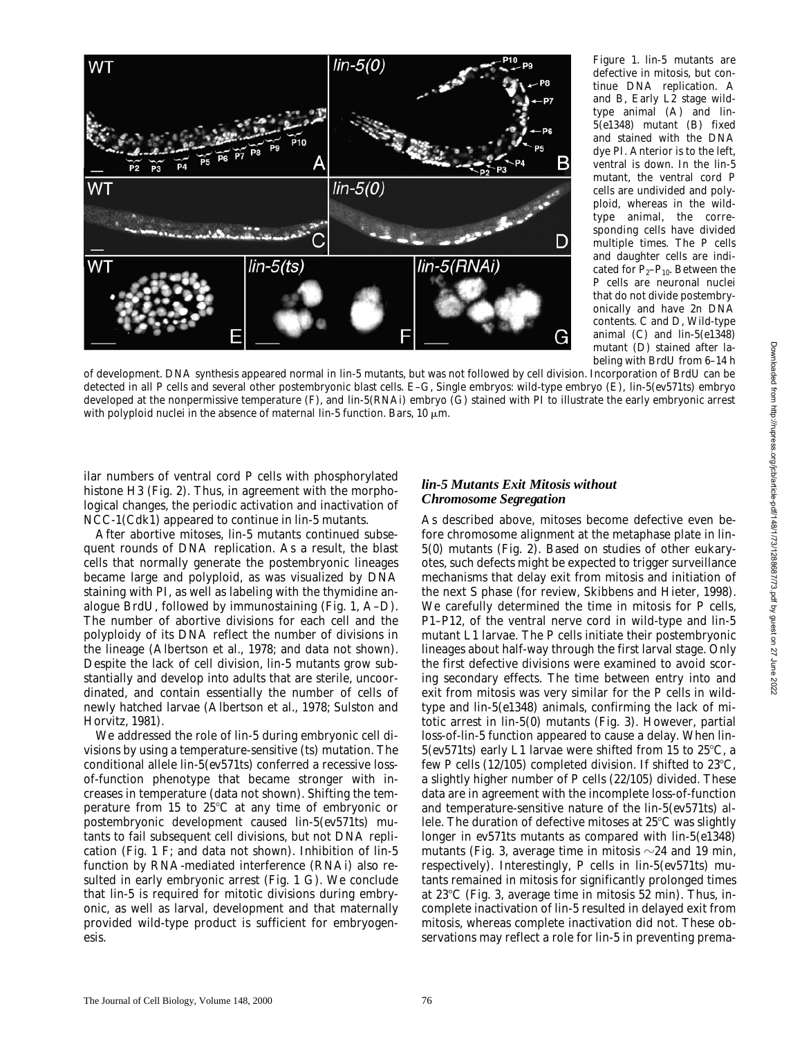Figure 1. lin-5 mutants are defective in mitosis, but continue DNA replication. A and B, Early L2 stage wild-type animal (A) and lin-5(e1348) mutant (B) fixed and stained with the DNA dye PI. Anterior is to the left, ventral is down. In the lin-5 mutant, the ventral cord P cells are undivided and polyploid, whereas in the wild-type animal, the corresponding cells have divided multiple times. The P cells and daughter cells are indicated for $P_2$–$P_{10}$. Between the P cells are neuronal nuclei that do not divide postembryonically and have 2n DNA contents. C and D, Wild-type animal (C) and lin-5(e1348) mutant (D) stained after labeling with BrdU from 6–14 h of development. DNA synthesis appeared normal in lin-5 mutants, but was not followed by cell division. Incorporation of BrdU can be detected in all P cells and several other postembryonic blast cells. E–G, Single embryos: wild-type embryo (E), lin-5(ev571ts) embryo developed at the nonpermissive temperature (F), and lin-5(RNAi) embryo (G) stained with PI to illustrate the early embryonic arrest with polyploid nuclei in the absence of maternal lin-5 function. Bars, 10 μm.

ilar numbers of ventral cord P cells with phosphorylated histone H3 (Fig. 2). Thus, in agreement with the morphological changes, the periodic activation and inactivation of NCC-1(Cdk1) appeared to continue in lin-5 mutants.

After abortive mitoses, lin-5 mutants continued subsequent rounds of DNA replication. As a result, the blast cells that normally generate the postembryonic lineages became large and polyploid, as was visualized by DNA staining with PI, as well as labeling with the thymidine analogue BrdU, followed by immunostaining (Fig. 1, A–D). The number of abortive divisions for each cell and the polyploidy of its DNA reflect the number of divisions in the lineage (Albertson et al., 1978; and data not shown). Despite the lack of cell division, lin-5 mutants grow substantially and develop into adults that are sterile, uncoordinated, and contain essentially the number of cells of newly hatched larvae (Albertson et al., 1978; Sulston and Horvitz, 1981).

We addressed the role of lin-5 during embryonic cell divisions by using a temperature-sensitive (ts) mutation. The conditional allele lin-5(ev571ts) conferred a recessive loss-of-function phenotype that became stronger with increases in temperature (data not shown). Shifting the temperature from 15 to 25°C at any time of embryonic or postembryonic development caused lin-5(ev571ts) mutants to fail subsequent cell divisions, but not DNA replication (Fig. 1 F; and data not shown). Inhibition of lin-5 function by RNA-mediated interference (RNAi) also resulted in early embryonic arrest (Fig. 1 G). We conclude that lin-5 is required for mitotic divisions during embryonic, as well as larval, development and that maternally provided wild-type product is sufficient for embryogenesis.

### lin-5 Mutants Exit Mitosis without Chromosome Segregation

As described above, mitoses become defective even before chromosome alignment at the metaphase plate in lin-5(0) mutants (Fig. 2). Based on studies of other eukaryotes, such defects might be expected to trigger surveillance mechanisms that delay exit from mitosis and initiation of the next S phase (for review, Skibbens and Hieter, 1998). We carefully determined the time in mitosis for P cells, P1–P12, of the ventral nerve cord in wild-type and lin-5 mutant L1 larvae. The P cells initiate their postembryonic lineages about half-way through the first larval stage. Only the first defective divisions were examined to avoid scoring secondary effects. The time between entry into and exit from mitosis was very similar for the P cells in wild-type and lin-5(e1348) animals, confirming the lack of mitotic arrest in lin-5(0) mutants (Fig. 3). However, partial loss-of-lin-5 function appeared to cause a delay. When lin-5(ev571ts) early L1 larvae were shifted from 15 to 25°C, a few P cells (12/105) completed division. If shifted to 23°C, a slightly higher number of P cells (22/105) divided. These data are in agreement with the incomplete loss-of-function and temperature-sensitive nature of the lin-5(ev571ts) allele. The duration of defective mitoses at 25°C was slightly longer in ev571ts mutants as compared with lin-5(e1348) mutants (Fig. 3, average time in mitosis ~24 and 19 min, respectively). Interestingly, P cells in lin-5(ev571ts) mutants remained in mitosis for significantly prolonged times at 23°C (Fig. 3, average time in mitosis 52 min). Thus, incomplete inactivation of lin-5 resulted in delayed exit from mitosis, whereas complete inactivation did not. These observations may reflect a role for lin-5 in preventing prema-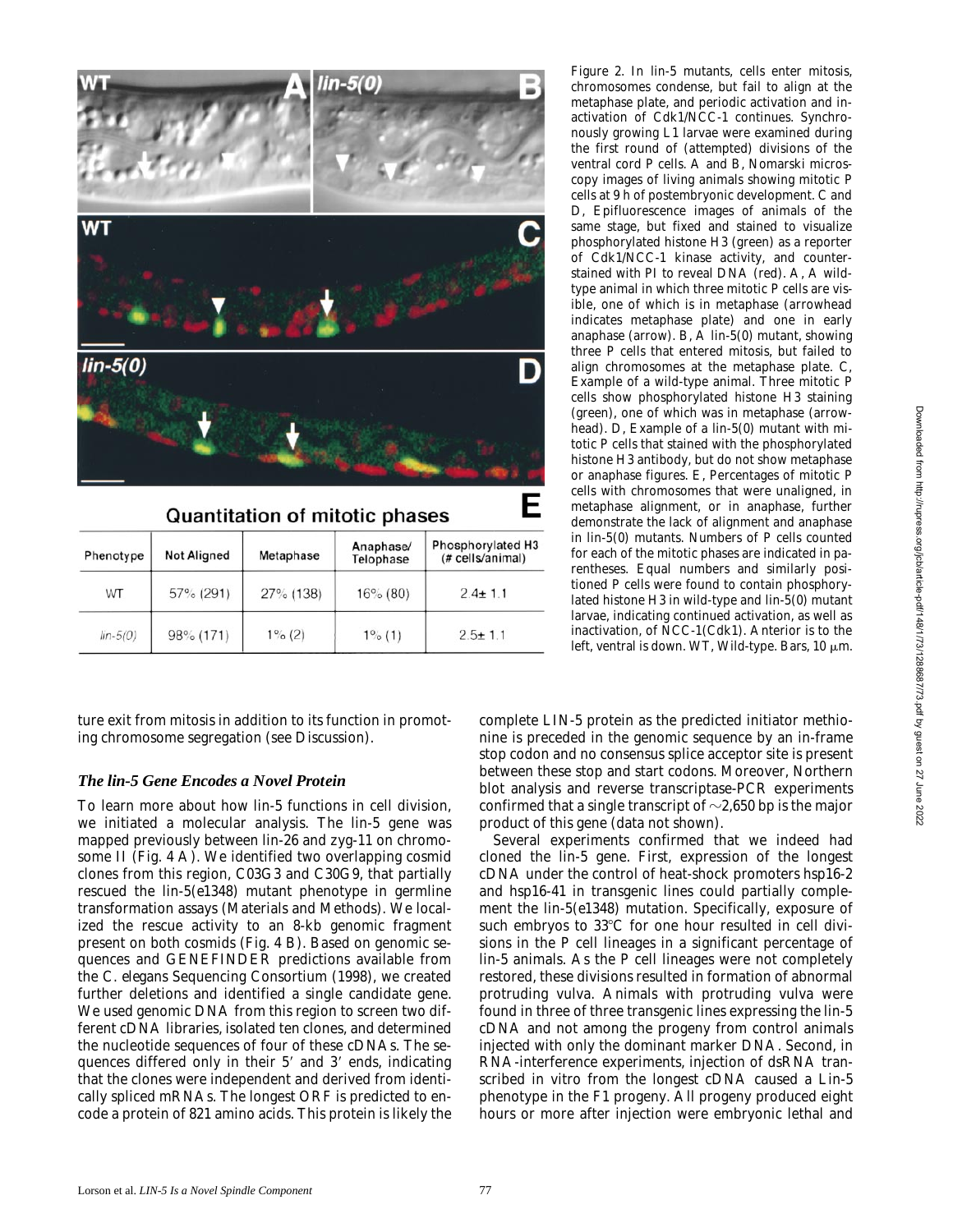**Quantitation of mitotic phases** **E**

| Phenotype | Not Aligned | Metaphase | Anaphase/ Telophase | Phosphorylated H3 (# cells/animal) |
|---|---|---|---|---|
| WT | 57% (291) | 27% (138) | 16% (80) | 2.4± 1.1 |
| *lin-5(0)* | 98% (171) | 1% (2) | 1% (1) | 2.5± 1.1 |

Figure 2. In lin-5 mutants, cells enter mitosis, chromosomes condense, but fail to align at the metaphase plate, and periodic activation and inactivation of Cdk1/NCC-1 continues. Synchronously growing L1 larvae were examined during the first round of (attempted) divisions of the ventral cord P cells. A and B, Nomarski microscopy images of living animals showing mitotic P cells at 9 h of postembryonic development. C and D, Epifluorescence images of animals of the same stage, but fixed and stained to visualize phosphorylated histone H3 (green) as a reporter of Cdk1/NCC-1 kinase activity, and counterstained with PI to reveal DNA (red). A, A wild-type animal in which three mitotic P cells are visible, one of which is in metaphase (arrowhead indicates metaphase plate) and one in early anaphase (arrow). B, A lin-5(0) mutant, showing three P cells that entered mitosis, but failed to align chromosomes at the metaphase plate. C, Example of a wild-type animal. Three mitotic P cells show phosphorylated histone H3 staining (green), one of which was in metaphase (arrowhead). D, Example of a lin-5(0) mutant with mitotic P cells that stained with the phosphorylated histone H3 antibody, but do not show metaphase or anaphase figures. E, Percentages of mitotic P cells with chromosomes that were unaligned, in metaphase alignment, or in anaphase, further demonstrate the lack of alignment and anaphase in lin-5(0) mutants. Numbers of P cells counted for each of the mitotic phases are indicated in parentheses. Equal numbers and similarly positioned P cells were found to contain phosphorylated histone H3 in wild-type and lin-5(0) mutant larvae, indicating continued activation, as well as inactivation, of NCC-1(Cdk1). Anterior is to the left, ventral is down. WT, Wild-type. Bars, 10 μm.

ture exit from mitosis in addition to its function in promoting chromosome segregation (see Discussion).

### *The lin-5 Gene Encodes a Novel Protein*

To learn more about how lin-5 functions in cell division, we initiated a molecular analysis. The lin-5 gene was mapped previously between lin-26 and zyg-11 on chromosome II (Fig. 4 A). We identified two overlapping cosmid clones from this region, C03G3 and C30G9, that partially rescued the lin-5(e1348) mutant phenotype in germline transformation assays (Materials and Methods). We localized the rescue activity to an 8-kb genomic fragment present on both cosmids (Fig. 4 B). Based on genomic sequences and GENEFINDER predictions available from the C. elegans Sequencing Consortium (1998), we created further deletions and identified a single candidate gene. We used genomic DNA from this region to screen two different cDNA libraries, isolated ten clones, and determined the nucleotide sequences of four of these cDNAs. The sequences differed only in their 5′ and 3′ ends, indicating that the clones were independent and derived from identically spliced mRNAs. The longest ORF is predicted to encode a protein of 821 amino acids. This protein is likely the complete LIN-5 protein as the predicted initiator methionine is preceded in the genomic sequence by an in-frame stop codon and no consensus splice acceptor site is present between these stop and start codons. Moreover, Northern blot analysis and reverse transcriptase-PCR experiments confirmed that a single transcript of ~2,650 bp is the major product of this gene (data not shown).

Several experiments confirmed that we indeed had cloned the lin-5 gene. First, expression of the longest cDNA under the control of heat-shock promoters hsp16-2 and hsp16-41 in transgenic lines could partially complement the lin-5(e1348) mutation. Specifically, exposure of such embryos to 33°C for one hour resulted in cell divisions in the P cell lineages in a significant percentage of lin-5 animals. As the P cell lineages were not completely restored, these divisions resulted in formation of abnormal protruding vulva. Animals with protruding vulva were found in three of three transgenic lines expressing the lin-5 cDNA and not among the progeny from control animals injected with only the dominant marker DNA. Second, in RNA-interference experiments, injection of dsRNA transcribed in vitro from the longest cDNA caused a Lin-5 phenotype in the F1 progeny. All progeny produced eight hours or more after injection were embryonic lethal and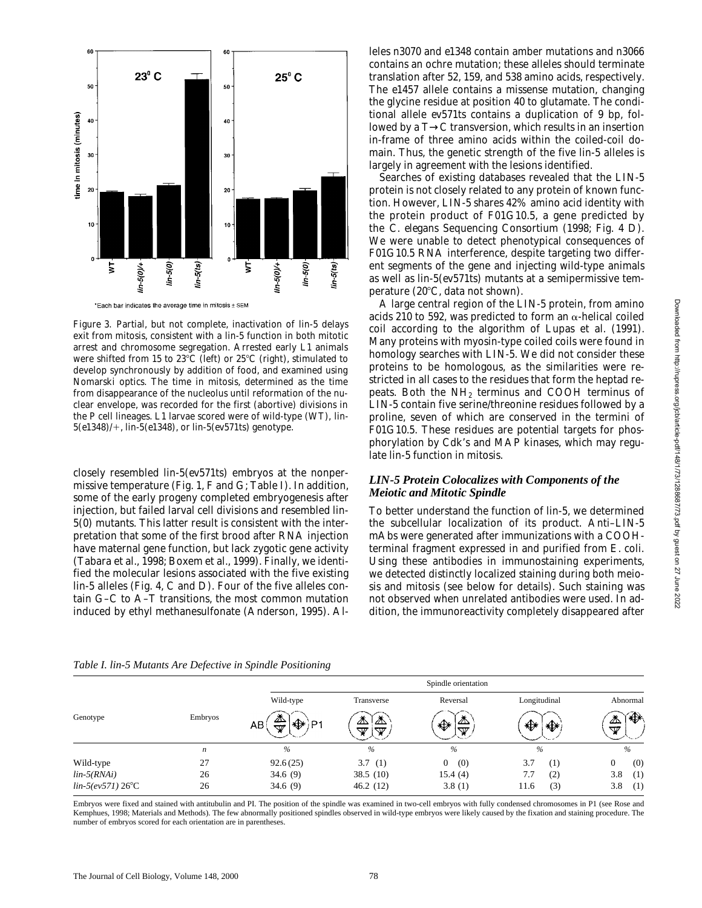Figure 3. Partial, but not complete, inactivation of lin-5 delays exit from mitosis, consistent with a lin-5 function in both mitotic arrest and chromosome segregation. Arrested early L1 animals were shifted from 15 to 23°C (left) or 25°C (right), stimulated to develop synchronously by addition of food, and examined using Nomarski optics. The time in mitosis, determined as the time from disappearance of the nucleolus until reformation of the nuclear envelope, was recorded for the first (abortive) divisions in the P cell lineages. L1 larvae scored were of wild-type (WT), lin-5(e1348)/+, lin-5(e1348), or lin-5(ev571ts) genotype.

closely resembled lin-5(ev571ts) embryos at the nonpermissive temperature (Fig. 1, F and G; Table I). In addition, some of the early progeny completed embryogenesis after injection, but failed larval cell divisions and resembled lin-5(0) mutants. This latter result is consistent with the interpretation that some of the first brood after RNA injection have maternal gene function, but lack zygotic gene activity (Tabara et al., 1998; Boxem et al., 1999). Finally, we identified the molecular lesions associated with the five existing lin-5 alleles (Fig. 4, C and D). Four of the five alleles contain G–C to A–T transitions, the most common mutation induced by ethyl methanesulfonate (Anderson, 1995). Alleles n3070 and e1348 contain amber mutations and n3066 contains an ochre mutation; these alleles should terminate translation after 52, 159, and 538 amino acids, respectively. The e1457 allele contains a missense mutation, changing the glycine residue at position 40 to glutamate. The conditional allele ev571ts contains a duplication of 9 bp, followed by a T→C transversion, which results in an insertion in-frame of three amino acids within the coiled-coil domain. Thus, the genetic strength of the five lin-5 alleles is largely in agreement with the lesions identified.

Searches of existing databases revealed that the LIN-5 protein is not closely related to any protein of known function. However, LIN-5 shares 42% amino acid identity with the protein product of F01G10.5, a gene predicted by the C. elegans Sequencing Consortium (1998; Fig. 4 D). We were unable to detect phenotypical consequences of F01G10.5 RNA interference, despite targeting two different segments of the gene and injecting wild-type animals as well as lin-5(ev571ts) mutants at a semipermissive temperature (20°C, data not shown).

A large central region of the LIN-5 protein, from amino acids 210 to 592, was predicted to form an α-helical coiled coil according to the algorithm of Lupas et al. (1991). Many proteins with myosin-type coiled coils were found in homology searches with LIN-5. We did not consider these proteins to be homologous, as the similarities were restricted in all cases to the residues that form the heptad repeats. Both the $NH_2$ terminus and COOH terminus of LIN-5 contain five serine/threonine residues followed by a proline, seven of which are conserved in the termini of F01G10.5. These residues are potential targets for phosphorylation by Cdk's and MAP kinases, which may regulate lin-5 function in mitosis.

### LIN-5 Protein Colocalizes with Components of the Meiotic and Mitotic Spindle

To better understand the function of lin-5, we determined the subcellular localization of its product. Anti–LIN-5 mAbs were generated after immunizations with a COOH-terminal fragment expressed in and purified from E. coli. Using these antibodies in immunostaining experiments, we detected distinctly localized staining during both meiosis and mitosis (see below for details). Such staining was not observed when unrelated antibodies were used. In addition, the immunoreactivity completely disappeared after

*Table I. lin-5 Mutants Are Defective in Spindle Positioning*

| Genotype | Embryos | Spindle orientation | | | | |
|---|---|---|---|---|---|---|
| | | Wild-type | Transverse | Reversal | Longitudinal | Abnormal |
| | *n* | % | % | % | % | % |
| Wild-type | 27 | 92.6 (25) | 3.7 (1) | 0 (0) | 3.7 (1) | 0 (0) |
| lin-5(RNAi) | 26 | 34.6 (9) | 38.5 (10) | 15.4 (4) | 7.7 (2) | 3.8 (1) |
| lin-5(ev571) 26°C | 26 | 34.6 (9) | 46.2 (12) | 3.8 (1) | 11.6 (3) | 3.8 (1) |

Embryos were fixed and stained with antitubulin and PI. The position of the spindle was examined in two-cell embryos with fully condensed chromosomes in P1 (see Rose and Kemphues, 1998; Materials and Methods). The few abnormally positioned spindles observed in wild-type embryos were likely caused by the fixation and staining procedure. The number of embryos scored for each orientation are in parentheses.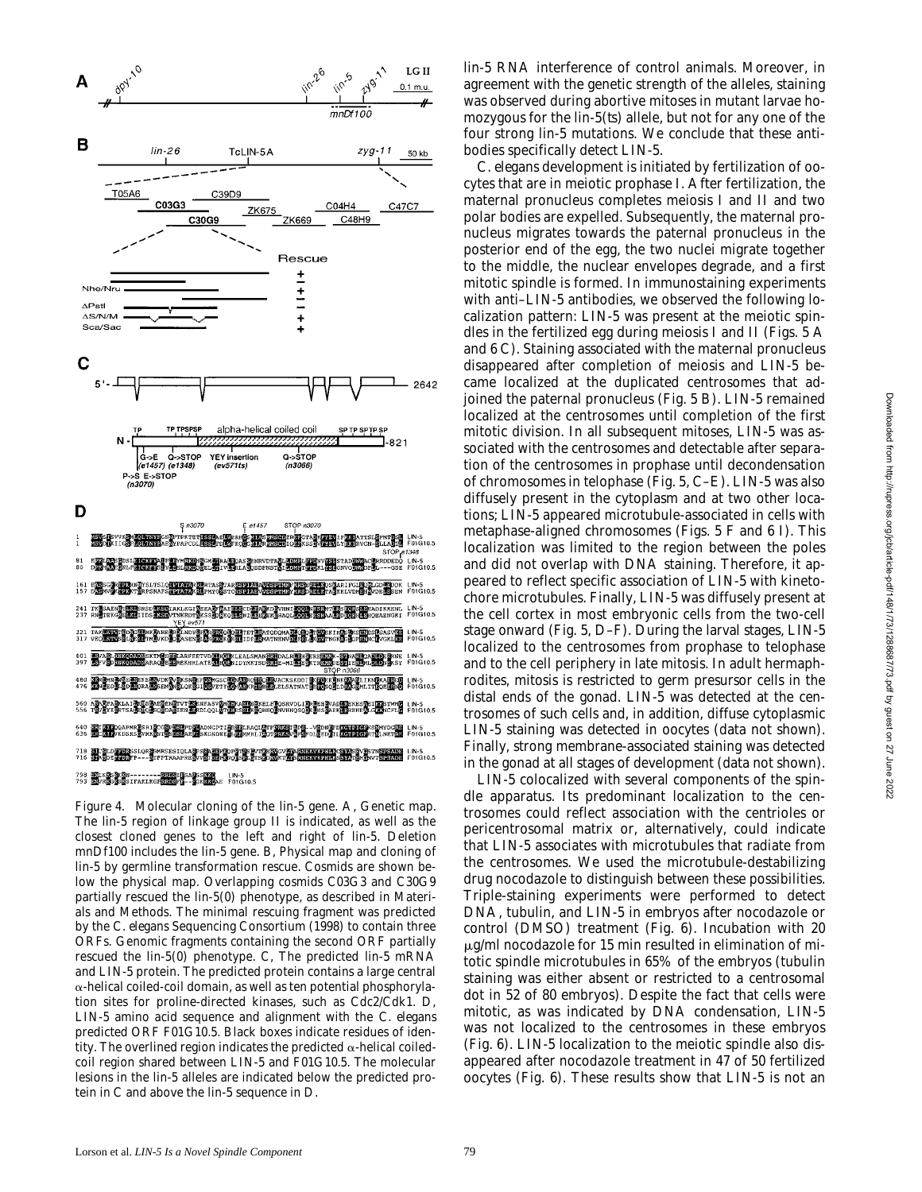Figure 4. Molecular cloning of the lin-5 gene. A, Genetic map. The lin-5 region of linkage group II is indicated, as well as the closest cloned genes to the left and right of lin-5. Deletion mnDf100 includes the lin-5 gene. B, Physical map and cloning of lin-5 by germline transformation rescue. Cosmids are shown below the physical map. Overlapping cosmids C03G3 and C30G9 partially rescued the lin-5(0) phenotype, as described in Materials and Methods. The minimal rescuing fragment was predicted by the C. elegans Sequencing Consortium (1998) to contain three ORFs. Genomic fragments containing the second ORF partially rescued the lin-5(0) phenotype. C, The predicted lin-5 mRNA and LIN-5 protein. The predicted protein contains a large central α-helical coiled-coil domain, as well as ten potential phosphorylation sites for proline-directed kinases, such as Cdc2/Cdk1. D, LIN-5 amino acid sequence and alignment with the C. elegans predicted ORF F01G10.5. Black boxes indicate residues of identity. The overlined region indicates the predicted α-helical coiled-coil region shared between LIN-5 and F01G10.5. The molecular lesions in the lin-5 alleles are indicated below the predicted protein in C and above the lin-5 sequence in D.

lin-5 RNA interference of control animals. Moreover, in agreement with the genetic strength of the alleles, staining was observed during abortive mitoses in mutant larvae homozygous for the lin-5(ts) allele, but not for any one of the four strong lin-5 mutations. We conclude that these antibodies specifically detect LIN-5.

C. elegans development is initiated by fertilization of oocytes that are in meiotic prophase I. After fertilization, the maternal pronucleus completes meiosis I and II and two polar bodies are expelled. Subsequently, the maternal pronucleus migrates towards the paternal pronucleus in the posterior end of the egg, the two nuclei migrate together to the middle, the nuclear envelopes degrade, and a first mitotic spindle is formed. In immunostaining experiments with anti–LIN-5 antibodies, we observed the following localization pattern: LIN-5 was present at the meiotic spindles in the fertilized egg during meiosis I and II (Figs. 5 A and 6 C). Staining associated with the maternal pronucleus disappeared after completion of meiosis and LIN-5 became localized at the duplicated centrosomes that adjoined the paternal pronucleus (Fig. 5 B). LIN-5 remained localized at the centrosomes until completion of the first mitotic division. In all subsequent mitoses, LIN-5 was associated with the centrosomes and detectable after separation of the centrosomes in prophase until decondensation of chromosomes in telophase (Fig. 5, C–E). LIN-5 was also diffusely present in the cytoplasm and at two other locations; LIN-5 appeared microtubule-associated in cells with metaphase-aligned chromosomes (Figs. 5 F and 6 I). This localization was limited to the region between the poles and did not overlap with DNA staining. Therefore, it appeared to reflect specific association of LIN-5 with kinetochore microtubules. Finally, LIN-5 was diffusely present at the cell cortex in most embryonic cells from the two-cell stage onward (Fig. 5, D–F). During the larval stages, LIN-5 localized to the centrosomes from prophase to telophase and to the cell periphery in late mitosis. In adult hermaphrodites, mitosis is restricted to germ presursor cells in the distal ends of the gonad. LIN-5 was detected at the centrosomes of such cells and, in addition, diffuse cytoplasmic LIN-5 staining was detected in oocytes (data not shown). Finally, strong membrane-associated staining was detected in the gonad at all stages of development (data not shown).

LIN-5 colocalized with several components of the spindle apparatus. Its predominant localization to the centrosomes could reflect association with the centrioles or pericentrosomal matrix or, alternatively, could indicate that LIN-5 associates with microtubules that radiate from the centrosomes. We used the microtubule-destabilizing drug nocodazole to distinguish between these possibilities. Triple-staining experiments were performed to detect DNA, tubulin, and LIN-5 in embryos after nocodazole or control (DMSO) treatment (Fig. 6). Incubation with 20 μg/ml nocodazole for 15 min resulted in elimination of mitotic spindle microtubules in 65% of the embryos (tubulin staining was either absent or restricted to a centrosomal dot in 52 of 80 embryos). Despite the fact that cells were mitotic, as was indicated by DNA condensation, LIN-5 was not localized to the centrosomes in these embryos (Fig. 6). LIN-5 localization to the meiotic spindle also disappeared after nocodazole treatment in 47 of 50 fertilized oocytes (Fig. 6). These results show that LIN-5 is not an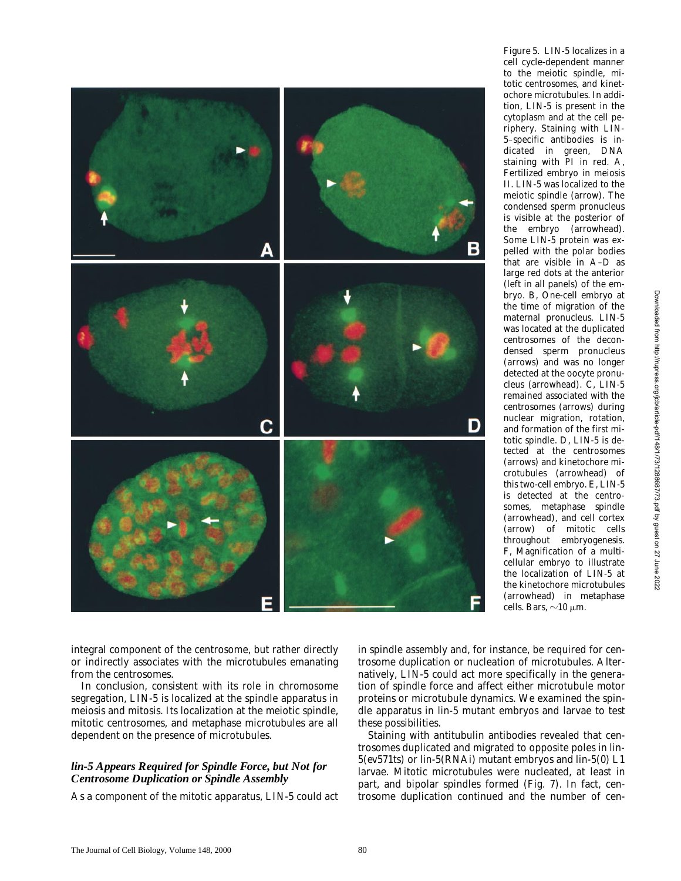Figure 5. LIN-5 localizes in a cell cycle-dependent manner to the meiotic spindle, mitotic centrosomes, and kinetochore microtubules. In addition, LIN-5 is present in the cytoplasm and at the cell periphery. Staining with LIN-5–specific antibodies is indicated in green, DNA staining with PI in red. A, Fertilized embryo in meiosis II. LIN-5 was localized to the meiotic spindle (arrow). The condensed sperm pronucleus is visible at the posterior of the embryo (arrowhead). Some LIN-5 protein was expelled with the polar bodies that are visible in A–D as large red dots at the anterior (left in all panels) of the embryo. B, One-cell embryo at the time of migration of the maternal pronucleus. LIN-5 was located at the duplicated centrosomes of the decondensed sperm pronucleus (arrows) and was no longer detected at the oocyte pronucleus (arrowhead). C, LIN-5 remained associated with the centrosomes (arrows) during nuclear migration, rotation, and formation of the first mitotic spindle. D, LIN-5 is detected at the centrosomes (arrows) and kinetochore microtubules (arrowhead) of this two-cell embryo. E, LIN-5 is detected at the centrosomes, metaphase spindle (arrowhead), and cell cortex (arrow) of mitotic cells throughout embryogenesis. F, Magnification of a multicellular embryo to illustrate the localization of LIN-5 at the kinetochore microtubules (arrowhead) in metaphase cells. Bars, ~10 μm.

integral component of the centrosome, but rather directly or indirectly associates with the microtubules emanating from the centrosomes.

In conclusion, consistent with its role in chromosome segregation, LIN-5 is localized at the spindle apparatus in meiosis and mitosis. Its localization at the meiotic spindle, mitotic centrosomes, and metaphase microtubules are all dependent on the presence of microtubules.

### *lin-5 Appears Required for Spindle Force, but Not for Centrosome Duplication or Spindle Assembly*

As a component of the mitotic apparatus, LIN-5 could act in spindle assembly and, for instance, be required for centrosome duplication or nucleation of microtubules. Alternatively, LIN-5 could act more specifically in the generation of spindle force and affect either microtubule motor proteins or microtubule dynamics. We examined the spindle apparatus in lin-5 mutant embryos and larvae to test these possibilities.

Staining with antitubulin antibodies revealed that centrosomes duplicated and migrated to opposite poles in lin-5(ev571ts) or lin-5(RNAi) mutant embryos and lin-5(0) L1 larvae. Mitotic microtubules were nucleated, at least in part, and bipolar spindles formed (Fig. 7). In fact, centrosome duplication continued and the number of cen-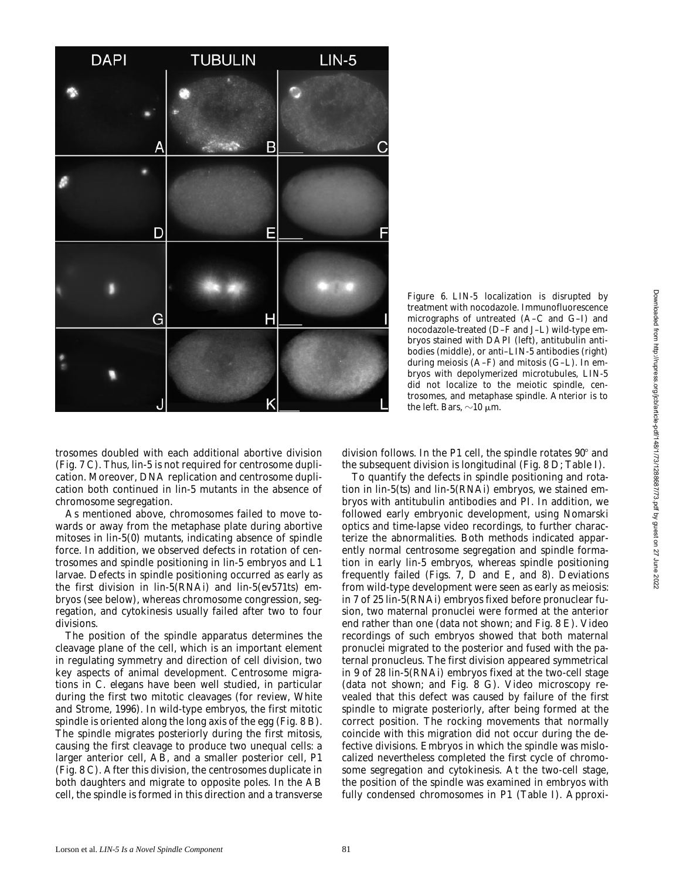Figure 6. LIN-5 localization is disrupted by treatment with nocodazole. Immunofluorescence micrographs of untreated (A–C and G–I) and nocodazole-treated (D–F and J–L) wild-type embryos stained with DAPI (left), antitubulin antibodies (middle), or anti–LIN-5 antibodies (right) during meiosis (A–F) and mitosis (G–L). In embryos with depolymerized microtubules, LIN-5 did not localize to the meiotic spindle, centrosomes, and metaphase spindle. Anterior is to the left. Bars, ~10 μm.

trosomes doubled with each additional abortive division (Fig. 7 C). Thus, lin-5 is not required for centrosome duplication. Moreover, DNA replication and centrosome duplication both continued in lin-5 mutants in the absence of chromosome segregation.

As mentioned above, chromosomes failed to move towards or away from the metaphase plate during abortive mitoses in lin-5(0) mutants, indicating absence of spindle force. In addition, we observed defects in rotation of centrosomes and spindle positioning in lin-5 embryos and L1 larvae. Defects in spindle positioning occurred as early as the first division in lin-5(RNAi) and lin-5(ev571ts) embryos (see below), whereas chromosome congression, segregation, and cytokinesis usually failed after two to four divisions.

The position of the spindle apparatus determines the cleavage plane of the cell, which is an important element in regulating symmetry and direction of cell division, two key aspects of animal development. Centrosome migrations in C. elegans have been well studied, in particular during the first two mitotic cleavages (for review, White and Strome, 1996). In wild-type embryos, the first mitotic spindle is oriented along the long axis of the egg (Fig. 8 B). The spindle migrates posteriorly during the first mitosis, causing the first cleavage to produce two unequal cells: a larger anterior cell, AB, and a smaller posterior cell, P1 (Fig. 8 C). After this division, the centrosomes duplicate in both daughters and migrate to opposite poles. In the AB cell, the spindle is formed in this direction and a transverse division follows. In the P1 cell, the spindle rotates 90° and the subsequent division is longitudinal (Fig. 8 D; Table I).

To quantify the defects in spindle positioning and rotation in lin-5(ts) and lin-5(RNAi) embryos, we stained embryos with antitubulin antibodies and PI. In addition, we followed early embryonic development, using Nomarski optics and time-lapse video recordings, to further characterize the abnormalities. Both methods indicated apparently normal centrosome segregation and spindle formation in early lin-5 embryos, whereas spindle positioning frequently failed (Figs. 7, D and E, and 8). Deviations from wild-type development were seen as early as meiosis: in 7 of 25 lin-5(RNAi) embryos fixed before pronuclear fusion, two maternal pronuclei were formed at the anterior end rather than one (data not shown; and Fig. 8 E). Video recordings of such embryos showed that both maternal pronuclei migrated to the posterior and fused with the paternal pronucleus. The first division appeared symmetrical in 9 of 28 lin-5(RNAi) embryos fixed at the two-cell stage (data not shown; and Fig. 8 G). Video microscopy revealed that this defect was caused by failure of the first spindle to migrate posteriorly, after being formed at the correct position. The rocking movements that normally coincide with this migration did not occur during the defective divisions. Embryos in which the spindle was mislocalized nevertheless completed the first cycle of chromosome segregation and cytokinesis. At the two-cell stage, the position of the spindle was examined in embryos with fully condensed chromosomes in P1 (Table I). Approxi-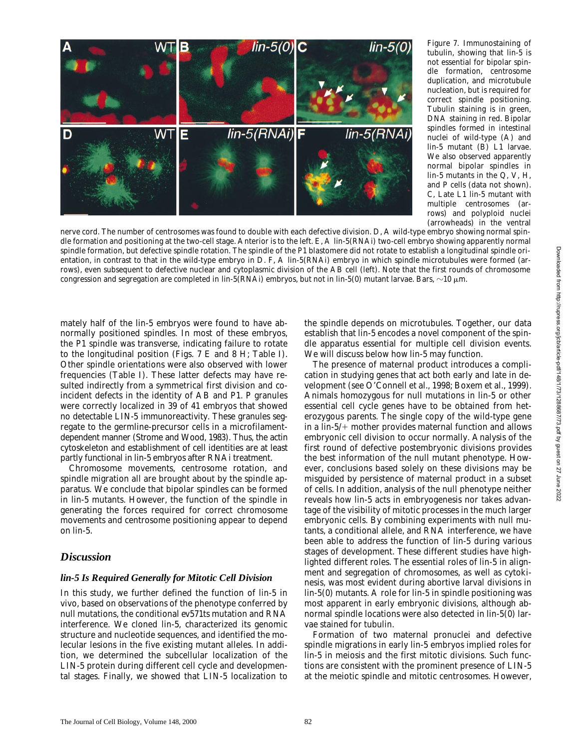Figure 7. Immunostaining of tubulin, showing that lin-5 is not essential for bipolar spindle formation, centrosome duplication, and microtubule nucleation, but is required for correct spindle positioning. Tubulin staining is in green, DNA staining in red. Bipolar spindles formed in intestinal nuclei of wild-type (A) and lin-5 mutant (B) L1 larvae. We also observed apparently normal bipolar spindles in lin-5 mutants in the Q, V, H, and P cells (data not shown). C, Late L1 lin-5 mutant with multiple centrosomes (arrows) and polyploid nuclei (arrowheads) in the ventral nerve cord. The number of centrosomes was found to double with each defective division. D, A wild-type embryo showing normal spindle formation and positioning at the two-cell stage. Anterior is to the left. E, A lin-5(RNAi) two-cell embryo showing apparently normal spindle formation, but defective spindle rotation. The spindle of the P1 blastomere did not rotate to establish a longitudinal spindle orientation, in contrast to that in the wild-type embryo in D. F, A lin-5(RNAi) embryo in which spindle microtubules were formed (arrows), even subsequent to defective nuclear and cytoplasmic division of the AB cell (left). Note that the first rounds of chromosome congression and segregation are completed in lin-5(RNAi) embryos, but not in lin-5(0) mutant larvae. Bars, ~10 μm.

mately half of the lin-5 embryos were found to have abnormally positioned spindles. In most of these embryos, the P1 spindle was transverse, indicating failure to rotate to the longitudinal position (Figs. 7 E and 8 H; Table I). Other spindle orientations were also observed with lower frequencies (Table I). These latter defects may have resulted indirectly from a symmetrical first division and coincident defects in the identity of AB and P1. P granules were correctly localized in 39 of 41 embryos that showed no detectable LIN-5 immunoreactivity. These granules segregate to the germline-precursor cells in a microfilament-dependent manner (Strome and Wood, 1983). Thus, the actin cytoskeleton and establishment of cell identities are at least partly functional in lin-5 embryos after RNAi treatment.

Chromosome movements, centrosome rotation, and spindle migration all are brought about by the spindle apparatus. We conclude that bipolar spindles can be formed in lin-5 mutants. However, the function of the spindle in generating the forces required for correct chromosome movements and centrosome positioning appear to depend on lin-5.

## Discussion

### lin-5 Is Required Generally for Mitotic Cell Division

In this study, we further defined the function of lin-5 in vivo, based on observations of the phenotype conferred by null mutations, the conditional ev571ts mutation and RNA interference. We cloned lin-5, characterized its genomic structure and nucleotide sequences, and identified the molecular lesions in the five existing mutant alleles. In addition, we determined the subcellular localization of the LIN-5 protein during different cell cycle and developmental stages. Finally, we showed that LIN-5 localization to the spindle depends on microtubules. Together, our data establish that lin-5 encodes a novel component of the spindle apparatus essential for multiple cell division events. We will discuss below how lin-5 may function.

The presence of maternal product introduces a complication in studying genes that act both early and late in development (see O'Connell et al., 1998; Boxem et al., 1999). Animals homozygous for null mutations in lin-5 or other essential cell cycle genes have to be obtained from heterozygous parents. The single copy of the wild-type gene in a lin-5/+ mother provides maternal function and allows embryonic cell division to occur normally. Analysis of the first round of defective postembryonic divisions provides the best information of the null mutant phenotype. However, conclusions based solely on these divisions may be misguided by persistence of maternal product in a subset of cells. In addition, analysis of the null phenotype neither reveals how lin-5 acts in embryogenesis nor takes advantage of the visibility of mitotic processes in the much larger embryonic cells. By combining experiments with null mutants, a conditional allele, and RNA interference, we have been able to address the function of lin-5 during various stages of development. These different studies have highlighted different roles. The essential roles of lin-5 in alignment and segregation of chromosomes, as well as cytokinesis, was most evident during abortive larval divisions in lin-5(0) mutants. A role for lin-5 in spindle positioning was most apparent in early embryonic divisions, although abnormal spindle locations were also detected in lin-5(0) larvae stained for tubulin.

Formation of two maternal pronuclei and defective spindle migrations in early lin-5 embryos implied roles for lin-5 in meiosis and the first mitotic divisions. Such functions are consistent with the prominent presence of LIN-5 at the meiotic spindle and mitotic centrosomes. However,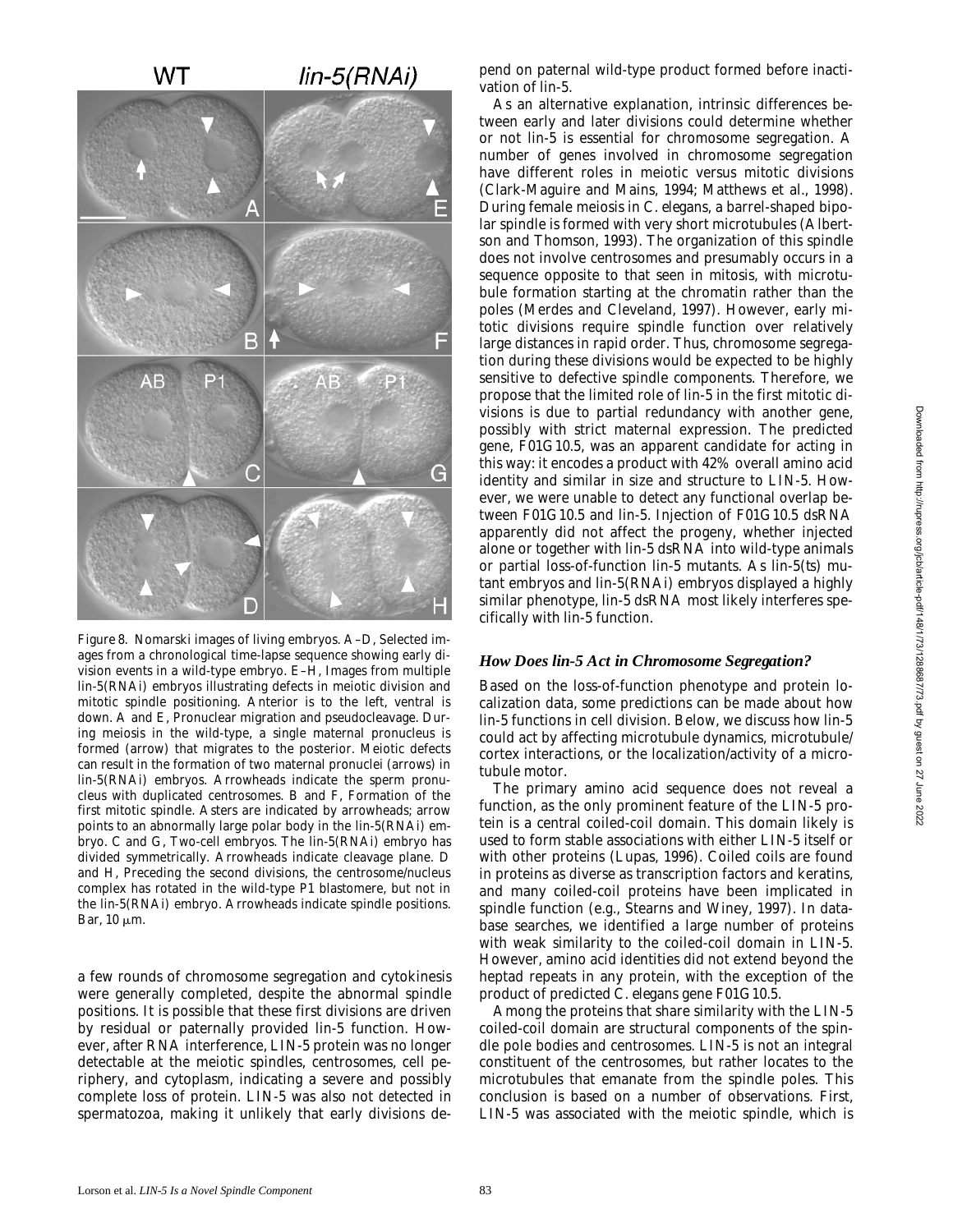Figure 8. Nomarski images of living embryos. A–D, Selected images from a chronological time-lapse sequence showing early division events in a wild-type embryo. E–H, Images from multiple lin-5(RNAi) embryos illustrating defects in meiotic division and mitotic spindle positioning. Anterior is to the left, ventral is down. A and E, Pronuclear migration and pseudocleavage. During meiosis in the wild-type, a single maternal pronucleus is formed (arrow) that migrates to the posterior. Meiotic defects can result in the formation of two maternal pronuclei (arrows) in lin-5(RNAi) embryos. Arrowheads indicate the sperm pronucleus with duplicated centrosomes. B and F, Formation of the first mitotic spindle. Asters are indicated by arrowheads; arrow points to an abnormally large polar body in the lin-5(RNAi) embryo. C and G, Two-cell embryos. The lin-5(RNAi) embryo has divided symmetrically. Arrowheads indicate cleavage plane. D and H, Preceding the second divisions, the centrosome/nucleus complex has rotated in the wild-type P1 blastomere, but not in the lin-5(RNAi) embryo. Arrowheads indicate spindle positions. Bar, 10 μm.

a few rounds of chromosome segregation and cytokinesis were generally completed, despite the abnormal spindle positions. It is possible that these first divisions are driven by residual or paternally provided lin-5 function. However, after RNA interference, LIN-5 protein was no longer detectable at the meiotic spindles, centrosomes, cell periphery, and cytoplasm, indicating a severe and possibly complete loss of protein. LIN-5 was also not detected in spermatozoa, making it unlikely that early divisions depend on paternal wild-type product formed before inactivation of lin-5.

As an alternative explanation, intrinsic differences between early and later divisions could determine whether or not lin-5 is essential for chromosome segregation. A number of genes involved in chromosome segregation have different roles in meiotic versus mitotic divisions (Clark-Maguire and Mains, 1994; Matthews et al., 1998). During female meiosis in C. elegans, a barrel-shaped bipolar spindle is formed with very short microtubules (Albertson and Thomson, 1993). The organization of this spindle does not involve centrosomes and presumably occurs in a sequence opposite to that seen in mitosis, with microtubule formation starting at the chromatin rather than the poles (Merdes and Cleveland, 1997). However, early mitotic divisions require spindle function over relatively large distances in rapid order. Thus, chromosome segregation during these divisions would be expected to be highly sensitive to defective spindle components. Therefore, we propose that the limited role of lin-5 in the first mitotic divisions is due to partial redundancy with another gene, possibly with strict maternal expression. The predicted gene, F01G10.5, was an apparent candidate for acting in this way: it encodes a product with 42% overall amino acid identity and similar in size and structure to LIN-5. However, we were unable to detect any functional overlap between F01G10.5 and lin-5. Injection of F01G10.5 dsRNA apparently did not affect the progeny, whether injected alone or together with lin-5 dsRNA into wild-type animals or partial loss-of-function lin-5 mutants. As lin-5(ts) mutant embryos and lin-5(RNAi) embryos displayed a highly similar phenotype, lin-5 dsRNA most likely interferes specifically with lin-5 function.

### How Does lin-5 Act in Chromosome Segregation?

Based on the loss-of-function phenotype and protein localization data, some predictions can be made about how lin-5 functions in cell division. Below, we discuss how lin-5 could act by affecting microtubule dynamics, microtubule/cortex interactions, or the localization/activity of a microtubule motor.

The primary amino acid sequence does not reveal a function, as the only prominent feature of the LIN-5 protein is a central coiled-coil domain. This domain likely is used to form stable associations with either LIN-5 itself or with other proteins (Lupas, 1996). Coiled coils are found in proteins as diverse as transcription factors and keratins, and many coiled-coil proteins have been implicated in spindle function (e.g., Stearns and Winey, 1997). In database searches, we identified a large number of proteins with weak similarity to the coiled-coil domain in LIN-5. However, amino acid identities did not extend beyond the heptad repeats in any protein, with the exception of the product of predicted C. elegans gene F01G10.5.

Among the proteins that share similarity with the LIN-5 coiled-coil domain are structural components of the spindle pole bodies and centrosomes. LIN-5 is not an integral constituent of the centrosomes, but rather locates to the microtubules that emanate from the spindle poles. This conclusion is based on a number of observations. First, LIN-5 was associated with the meiotic spindle, which is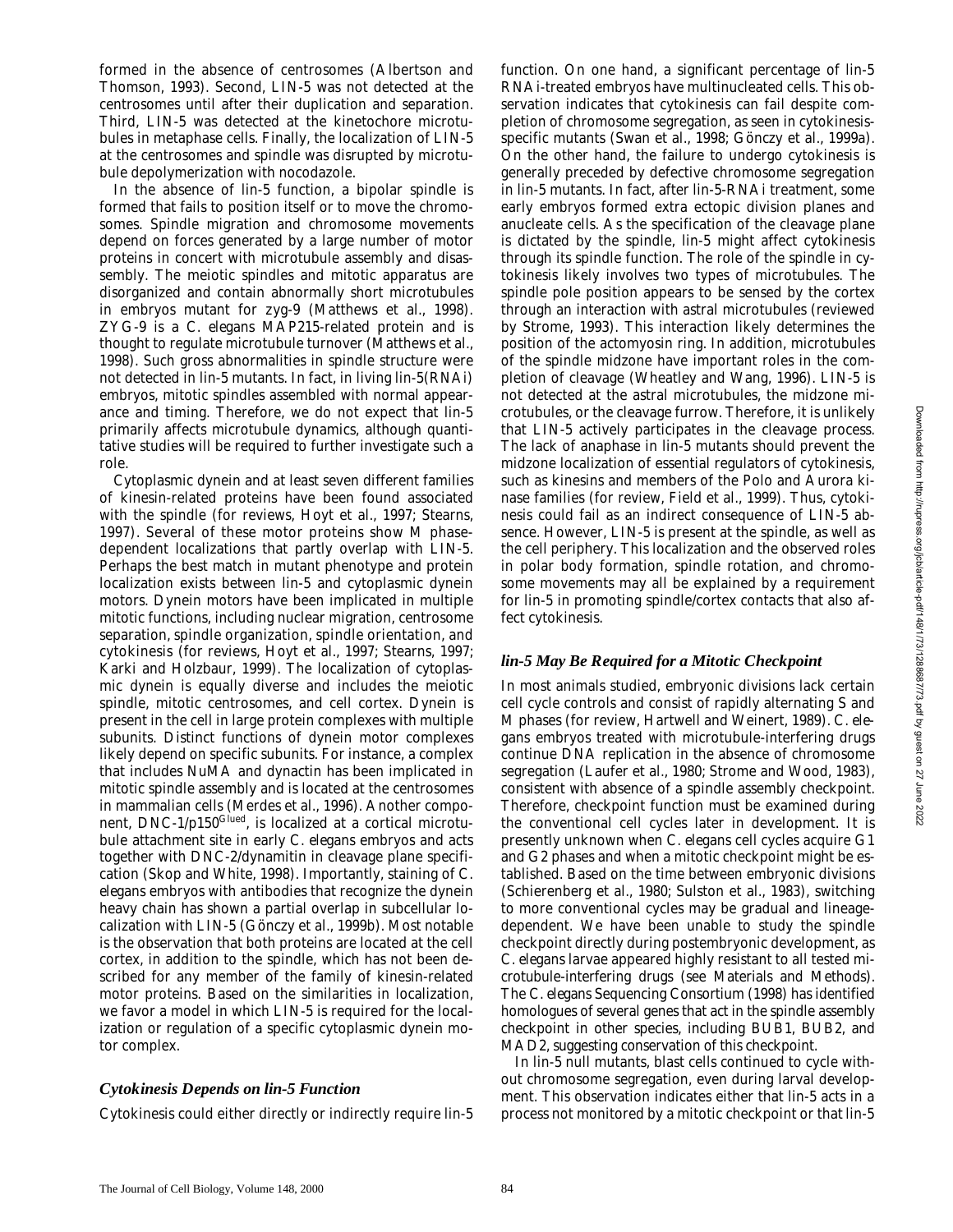formed in the absence of centrosomes (Albertson and Thomson, 1993). Second, LIN-5 was not detected at the centrosomes until after their duplication and separation. Third, LIN-5 was detected at the kinetochore microtubules in metaphase cells. Finally, the localization of LIN-5 at the centrosomes and spindle was disrupted by microtubule depolymerization with nocodazole.

In the absence of lin-5 function, a bipolar spindle is formed that fails to position itself or to move the chromosomes. Spindle migration and chromosome movements depend on forces generated by a large number of motor proteins in concert with microtubule assembly and disassembly. The meiotic spindles and mitotic apparatus are disorganized and contain abnormally short microtubules in embryos mutant for zyg-9 (Matthews et al., 1998). ZYG-9 is a *C. elegans* MAP215-related protein and is thought to regulate microtubule turnover (Matthews et al., 1998). Such gross abnormalities in spindle structure were not detected in lin-5 mutants. In fact, in living lin-5(RNAi) embryos, mitotic spindles assembled with normal appearance and timing. Therefore, we do not expect that lin-5 primarily affects microtubule dynamics, although quantitative studies will be required to further investigate such a role.

Cytoplasmic dynein and at least seven different families of kinesin-related proteins have been found associated with the spindle (for reviews, Hoyt et al., 1997; Stearns, 1997). Several of these motor proteins show M phase-dependent localizations that partly overlap with LIN-5. Perhaps the best match in mutant phenotype and protein localization exists between lin-5 and cytoplasmic dynein motors. Dynein motors have been implicated in multiple mitotic functions, including nuclear migration, centrosome separation, spindle organization, spindle orientation, and cytokinesis (for reviews, Hoyt et al., 1997; Stearns, 1997; Karki and Holzbaur, 1999). The localization of cytoplasmic dynein is equally diverse and includes the meiotic spindle, mitotic centrosomes, and cell cortex. Dynein is present in the cell in large protein complexes with multiple subunits. Distinct functions of dynein motor complexes likely depend on specific subunits. For instance, a complex that includes NuMA and dynactin has been implicated in mitotic spindle assembly and is located at the centrosomes in mammalian cells (Merdes et al., 1996). Another component, DNC-1/p150$^{Glued}$, is localized at a cortical microtubule attachment site in early *C. elegans* embryos and acts together with DNC-2/dynamitin in cleavage plane specification (Skop and White, 1998). Importantly, staining of *C. elegans* embryos with antibodies that recognize the dynein heavy chain has shown a partial overlap in subcellular localization with LIN-5 (Gönczy et al., 1999b). Most notable is the observation that both proteins are located at the cell cortex, in addition to the spindle, which has not been described for any member of the family of kinesin-related motor proteins. Based on the similarities in localization, we favor a model in which LIN-5 is required for the localization or regulation of a specific cytoplasmic dynein motor complex.

### *Cytokinesis Depends on lin-5 Function*

Cytokinesis could either directly or indirectly require lin-5 function. On one hand, a significant percentage of lin-5 RNAi-treated embryos have multinucleated cells. This observation indicates that cytokinesis can fail despite completion of chromosome segregation, as seen in cytokinesis-specific mutants (Swan et al., 1998; Gönczy et al., 1999a). On the other hand, the failure to undergo cytokinesis is generally preceded by defective chromosome segregation in lin-5 mutants. In fact, after lin-5-RNAi treatment, some early embryos formed extra ectopic division planes and anucleate cells. As the specification of the cleavage plane is dictated by the spindle, lin-5 might affect cytokinesis through its spindle function. The role of the spindle in cytokinesis likely involves two types of microtubules. The spindle pole position appears to be sensed by the cortex through an interaction with astral microtubules (reviewed by Strome, 1993). This interaction likely determines the position of the actomyosin ring. In addition, microtubules of the spindle midzone have important roles in the completion of cleavage (Wheatley and Wang, 1996). LIN-5 is not detected at the astral microtubules, the midzone microtubules, or the cleavage furrow. Therefore, it is unlikely that LIN-5 actively participates in the cleavage process. The lack of anaphase in lin-5 mutants should prevent the midzone localization of essential regulators of cytokinesis, such as kinesins and members of the Polo and Aurora kinase families (for review, Field et al., 1999). Thus, cytokinesis could fail as an indirect consequence of LIN-5 absence. However, LIN-5 is present at the spindle, as well as the cell periphery. This localization and the observed roles in polar body formation, spindle rotation, and chromosome movements may all be explained by a requirement for lin-5 in promoting spindle/cortex contacts that also affect cytokinesis.

### *lin-5 May Be Required for a Mitotic Checkpoint*

In most animals studied, embryonic divisions lack certain cell cycle controls and consist of rapidly alternating S and M phases (for review, Hartwell and Weinert, 1989). *C. elegans* embryos treated with microtubule-interfering drugs continue DNA replication in the absence of chromosome segregation (Laufer et al., 1980; Strome and Wood, 1983), consistent with absence of a spindle assembly checkpoint. Therefore, checkpoint function must be examined during the conventional cell cycles later in development. It is presently unknown when *C. elegans* cell cycles acquire G1 and G2 phases and when a mitotic checkpoint might be established. Based on the time between embryonic divisions (Schierenberg et al., 1980; Sulston et al., 1983), switching to more conventional cycles may be gradual and lineage-dependent. We have been unable to study the spindle checkpoint directly during postembryonic development, as *C. elegans* larvae appeared highly resistant to all tested microtubule-interfering drugs (see Materials and Methods). The *C. elegans* Sequencing Consortium (1998) has identified homologues of several genes that act in the spindle assembly checkpoint in other species, including BUB1, BUB2, and MAD2, suggesting conservation of this checkpoint.

In lin-5 null mutants, blast cells continued to cycle without chromosome segregation, even during larval development. This observation indicates either that lin-5 acts in a process not monitored by a mitotic checkpoint or that lin-5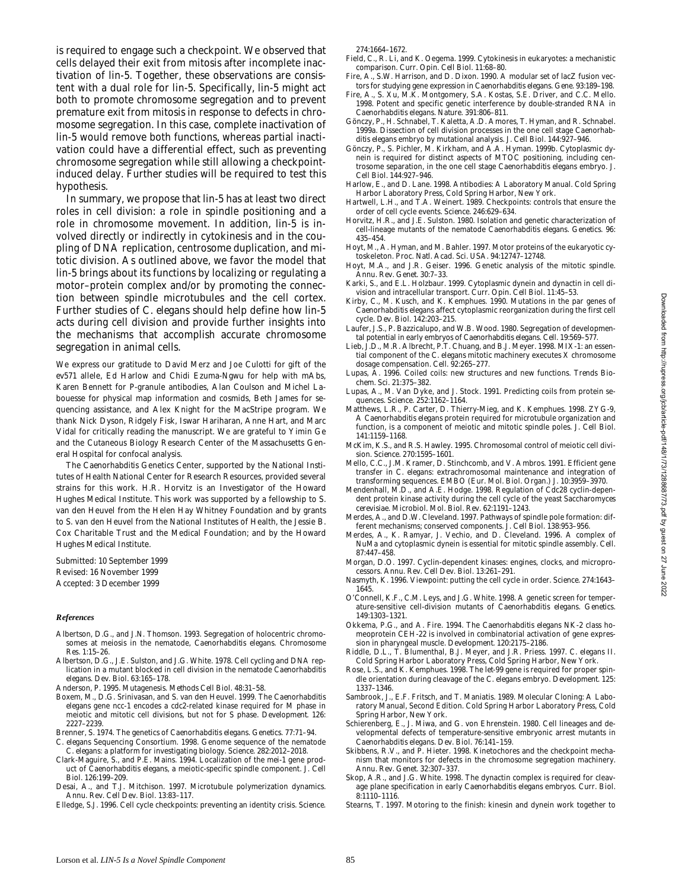is required to engage such a checkpoint. We observed that cells delayed their exit from mitosis after incomplete inactivation of lin-5. Together, these observations are consistent with a dual role for lin-5. Specifically, lin-5 might act both to promote chromosome segregation and to prevent premature exit from mitosis in response to defects in chromosome segregation. In this case, complete inactivation of lin-5 would remove both functions, whereas partial inactivation could have a differential effect, such as preventing chromosome segregation while still allowing a checkpoint-induced delay. Further studies will be required to test this hypothesis.

In summary, we propose that lin-5 has at least two direct roles in cell division: a role in spindle positioning and a role in chromosome movement. In addition, lin-5 is involved directly or indirectly in cytokinesis and in the coupling of DNA replication, centrosome duplication, and mitotic division. As outlined above, we favor the model that lin-5 brings about its functions by localizing or regulating a motor–protein complex and/or by promoting the connection between spindle microtubules and the cell cortex. Further studies of C. elegans should help define how lin-5 acts during cell division and provide further insights into the mechanisms that accomplish accurate chromosome segregation in animal cells.

We express our gratitude to David Merz and Joe Culotti for gift of the ev571 allele, Ed Harlow and Chidi Ezuma-Ngwu for help with mAbs, Karen Bennett for P-granule antibodies, Alan Coulson and Michel Labouesse for physical map information and cosmids, Beth James for sequencing assistance, and Alex Knight for the MacStripe program. We thank Nick Dyson, Ridgely Fisk, Iswar Hariharan, Anne Hart, and Marc Vidal for critically reading the manuscript. We are grateful to Yimin Ge and the Cutaneous Biology Research Center of the Massachusetts General Hospital for confocal analysis.

The Caenorhabditis Genetics Center, supported by the National Institutes of Health National Center for Research Resources, provided several strains for this work. H.R. Horvitz is an Investigator of the Howard Hughes Medical Institute. This work was supported by a fellowship to S. van den Heuvel from the Helen Hay Whitney Foundation and by grants to S. van den Heuvel from the National Institutes of Health, the Jessie B. Cox Charitable Trust and the Medical Foundation; and by the Howard Hughes Medical Institute.

Submitted: 10 September 1999
Revised: 16 November 1999
Accepted: 3 December 1999

### References

Albertson, D.G., and J.N. Thomson. 1993. Segregation of holocentric chromosomes at meiosis in the nematode, Caenorhabditis elegans. Chromosome Res. 1:15–26.

Albertson, D.G., J.E. Sulston, and J.G. White. 1978. Cell cycling and DNA replication in a mutant blocked in cell division in the nematode Caenorhabditis elegans. Dev. Biol. 63:165–178.

Anderson, P. 1995. Mutagenesis. Methods Cell Biol. 48:31–58.

Boxem, M., D.G. Srinivasan, and S. van den Heuvel. 1999. The Caenorhabditis elegans gene ncc-1 encodes a cdc2-related kinase required for M phase in meiotic and mitotic cell divisions, but not for S phase. Development. 126: 2227–2239.

Brenner, S. 1974. The genetics of Caenorhabditis elegans. Genetics. 77:71–94.

C. elegans Sequencing Consortium. 1998. Genome sequence of the nematode C. elegans: a platform for investigating biology. Science. 282:2012–2018.

Clark-Maguire, S., and P.E. Mains. 1994. Localization of the mei-1 gene product of Caenorhabditis elegans, a meiotic-specific spindle component. J. Cell Biol. 126:199–209.

Desai, A., and T.J. Mitchison. 1997. Microtubule polymerization dynamics. Annu. Rev. Cell Dev. Biol. 13:83–117.

Elledge, S.J. 1996. Cell cycle checkpoints: preventing an identity crisis. Science. 274:1664–1672.

Field, C., R. Li, and K. Oegema. 1999. Cytokinesis in eukaryotes: a mechanistic comparison. Curr. Opin. Cell Biol. 11:68–80.

Fire, A., S.W. Harrison, and D. Dixon. 1990. A modular set of lacZ fusion vectors for studying gene expression in Caenorhabditis elegans. Gene. 93:189–198.

Fire, A., S. Xu, M.K. Montgomery, S.A. Kostas, S.E. Driver, and C.C. Mello. 1998. Potent and specific genetic interference by double-stranded RNA in Caenorhabditis elegans. Nature. 391:806–811.

Gönczy, P., H. Schnabel, T. Kaletta, A.D. Amores, T. Hyman, and R. Schnabel. 1999a. Dissection of cell division processes in the one cell stage Caenorhabditis elegans embryo by mutational analysis. J. Cell Biol. 144:927–946.

Gönczy, P., S. Pichler, M. Kirkham, and A.A. Hyman. 1999b. Cytoplasmic dynein is required for distinct aspects of MTOC positioning, including centrosome separation, in the one cell stage Caenorhabditis elegans embryo. J. Cell Biol. 144:927–946.

Harlow, E., and D. Lane. 1998. Antibodies: A Laboratory Manual. Cold Spring Harbor Laboratory Press, Cold Spring Harbor, New York.

Hartwell, L.H., and T.A. Weinert. 1989. Checkpoints: controls that ensure the order of cell cycle events. Science. 246:629–634.

Horvitz, H.R., and J.E. Sulston. 1980. Isolation and genetic characterization of cell-lineage mutants of the nematode Caenorhabditis elegans. Genetics. 96: 435–454.

Hoyt, M., A. Hyman, and M. Bahler. 1997. Motor proteins of the eukaryotic cytoskeleton. Proc. Natl. Acad. Sci. USA. 94:12747–12748.

Hoyt, M.A., and J.R. Geiser. 1996. Genetic analysis of the mitotic spindle. Annu. Rev. Genet. 30:7–33.

Karki, S., and E.L. Holzbaur. 1999. Cytoplasmic dynein and dynactin in cell division and intracellular transport. Curr. Opin. Cell Biol. 11:45–53.

Kirby, C., M. Kusch, and K. Kemphues. 1990. Mutations in the par genes of Caenorhabditis elegans affect cytoplasmic reorganization during the first cell cycle. Dev. Biol. 142:203–215.

Laufer, J.S., P. Bazzicalupo, and W.B. Wood. 1980. Segregation of developmental potential in early embryos of Caenorhabditis elegans. Cell. 19:569–577.

Lieb, J.D., M.R. Albrecht, P.T. Chuang, and B.J. Meyer. 1998. MIX-1: an essential component of the C. elegans mitotic machinery executes X chromosome dosage compensation. Cell. 92:265–277.

Lupas, A. 1996. Coiled coils: new structures and new functions. Trends Biochem. Sci. 21:375–382.

Lupas, A., M. Van Dyke, and J. Stock. 1991. Predicting coils from protein sequences. Science. 252:1162–1164.

Matthews, L.R., P. Carter, D. Thierry-Mieg, and K. Kemphues. 1998. ZYG-9, A Caenorhabditis elegans protein required for microtubule organization and function, is a component of meiotic and mitotic spindle poles. J. Cell Biol. 141:1159–1168.

McKim, K.S., and R.S. Hawley. 1995. Chromosomal control of meiotic cell division. Science. 270:1595–1601.

Mello, C.C., J.M. Kramer, D. Stinchcomb, and V. Ambros. 1991. Efficient gene transfer in C. elegans: extrachromosomal maintenance and integration of transforming sequences. EMBO (Eur. Mol. Biol. Organ.) J. 10:3959–3970.

Mendenhall, M.D., and A.E. Hodge. 1998. Regulation of Cdc28 cyclin-dependent protein kinase activity during the cell cycle of the yeast Saccharomyces cerevisiae. Microbiol. Mol. Biol. Rev. 62:1191–1243.

Merdes, A., and D.W. Cleveland. 1997. Pathways of spindle pole formation: different mechanisms; conserved components. J. Cell Biol. 138:953–956.

Merdes, A., K. Ramyar, J. Vechio, and D. Cleveland. 1996. A complex of NuMa and cytoplasmic dynein is essential for mitotic spindle assembly. Cell. 87:447–458.

Morgan, D.O. 1997. Cyclin-dependent kinases: engines, clocks, and microprocessors. Annu. Rev. Cell Dev. Biol. 13:261–291.

Nasmyth, K. 1996. Viewpoint: putting the cell cycle in order. Science. 274:1643–1645.

O'Connell, K.F., C.M. Leys, and J.G. White. 1998. A genetic screen for temperature-sensitive cell-division mutants of Caenorhabditis elegans. Genetics. 149:1303–1321.

Okkema, P.G., and A. Fire. 1994. The Caenorhabditis elegans NK-2 class homeoprotein CEH-22 is involved in combinatorial activation of gene expression in pharyngeal muscle. Development. 120:2175–2186.

Riddle, D.L., T. Blumenthal, B.J. Meyer, and J.R. Priess. 1997. C. elegans II. Cold Spring Harbor Laboratory Press, Cold Spring Harbor, New York.

Rose, L.S., and K. Kemphues. 1998. The let-99 gene is required for proper spindle orientation during cleavage of the C. elegans embryo. Development. 125: 1337–1346.

Sambrook, J., E.F. Fritsch, and T. Maniatis. 1989. Molecular Cloning: A Laboratory Manual, Second Edition. Cold Spring Harbor Laboratory Press, Cold Spring Harbor, New York.

Schierenberg, E., J. Miwa, and G. von Ehrenstein. 1980. Cell lineages and developmental defects of temperature-sensitive embryonic arrest mutants in Caenorhabditis elegans. Dev. Biol. 76:141–159.

Skibbens, R.V., and P. Hieter. 1998. Kinetochores and the checkpoint mechanism that monitors for defects in the chromosome segregation machinery. Annu. Rev. Genet. 32:307–337.

Skop, A.R., and J.G. White. 1998. The dynactin complex is required for cleavage plane specification in early Caenorhabditis elegans embryos. Curr. Biol. 8:1110–1116.

Stearns, T. 1997. Motoring to the finish: kinesin and dynein work together to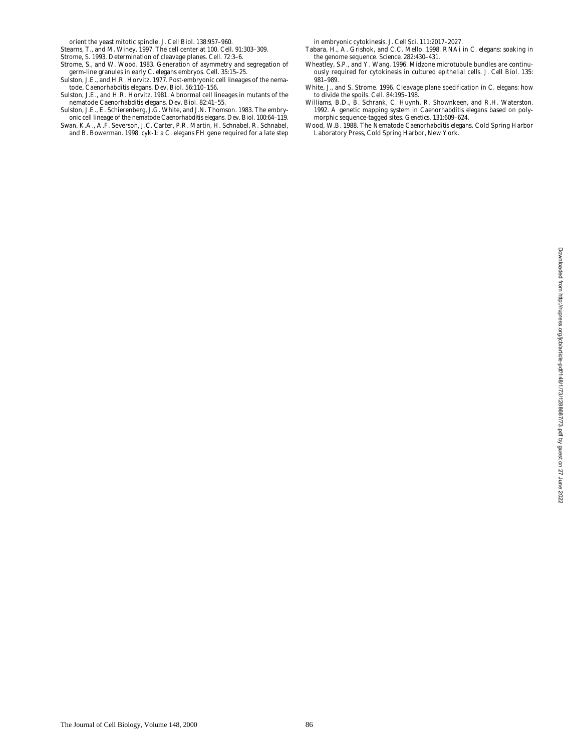orient the yeast mitotic spindle. J. Cell Biol. 138:957–960.

Stearns, T., and M. Winey. 1997. The cell center at 100. Cell. 91:303–309.

Strome, S. 1993. Determination of cleavage planes. Cell. 72:3–6.

Strome, S., and W. Wood. 1983. Generation of asymmetry and segregation of germ-line granules in early C. elegans embryos. Cell. 35:15–25.

Sulston, J.E., and H.R. Horvitz. 1977. Post-embryonic cell lineages of the nematode, Caenorhabditis elegans. Dev. Biol. 56:110–156.

Sulston, J.E., and H.R. Horvitz. 1981. Abnormal cell lineages in mutants of the nematode Caenorhabditis elegans. Dev. Biol. 82:41–55.

Sulston, J.E., E. Schierenberg, J.G. White, and J.N. Thomson. 1983. The embryonic cell lineage of the nematode Caenorhabditis elegans. Dev. Biol. 100:64–119.

Swan, K.A., A.F. Severson, J.C. Carter, P.R. Martin, H. Schnabel, R. Schnabel, and B. Bowerman. 1998. cyk-1: a C. elegans FH gene required for a late step in embryonic cytokinesis. J. Cell Sci. 111:2017–2027.

Tabara, H., A. Grishok, and C.C. Mello. 1998. RNAi in C. elegans: soaking in the genome sequence. Science. 282:430–431.

Wheatley, S.P., and Y. Wang. 1996. Midzone microtubule bundles are continuously required for cytokinesis in cultured epithelial cells. J. Cell Biol. 135: 981–989.

White, J., and S. Strome. 1996. Cleavage plane specification in C. elegans: how to divide the spoils. Cell. 84:195–198.

Williams, B.D., B. Schrank, C. Huynh, R. Shownkeen, and R.H. Waterston. 1992. A genetic mapping system in Caenorhabditis elegans based on polymorphic sequence-tagged sites. Genetics. 131:609–624.

Wood, W.B. 1988. The Nematode Caenorhabditis elegans. Cold Spring Harbor Laboratory Press, Cold Spring Harbor, New York.